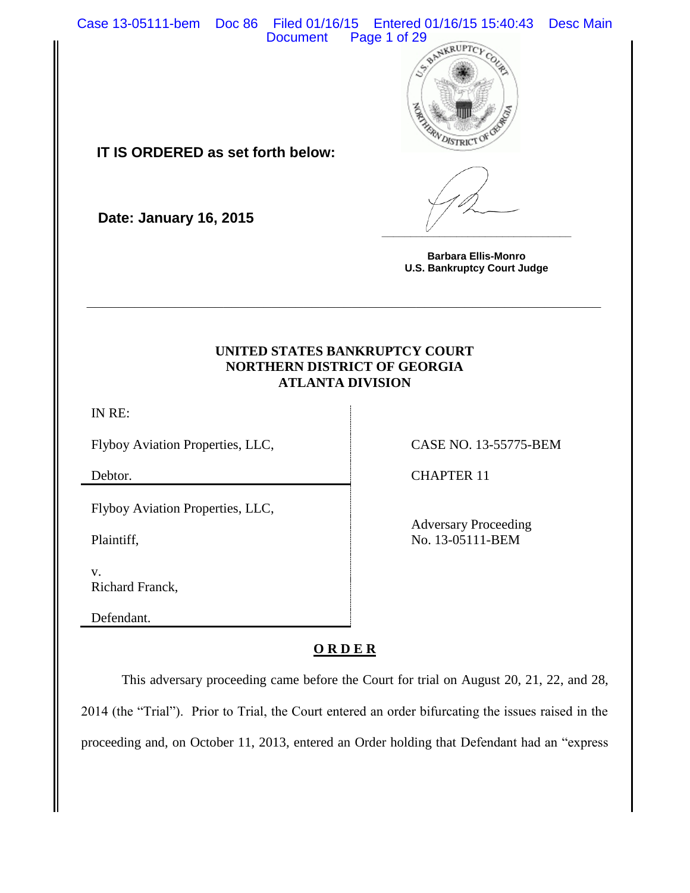**IT IS ORDERED as set forth below:**

**Date: January 16, 2015**

**Barbara Ellis-Monro**
**U.S. Bankruptcy Court Judge**

---

**UNITED STATES BANKRUPTCY COURT**
**NORTHERN DISTRICT OF GEORGIA**
**ATLANTA DIVISION**

| | |
|---|---|
| IN RE: | |
| Flyboy Aviation Properties, LLC, | CASE NO. 13-55775-BEM |
| Debtor. | CHAPTER 11 |
| Flyboy Aviation Properties, LLC, | Adversary Proceeding No. 13-05111-BEM |
| Plaintiff, | |
| v. Richard Franck, | |
| Defendant. | |

## O R D E R

This adversary proceeding came before the Court for trial on August 20, 21, 22, and 28, 2014 (the "Trial"). Prior to Trial, the Court entered an order bifurcating the issues raised in the proceeding and, on October 11, 2013, entered an Order holding that Defendant had an "express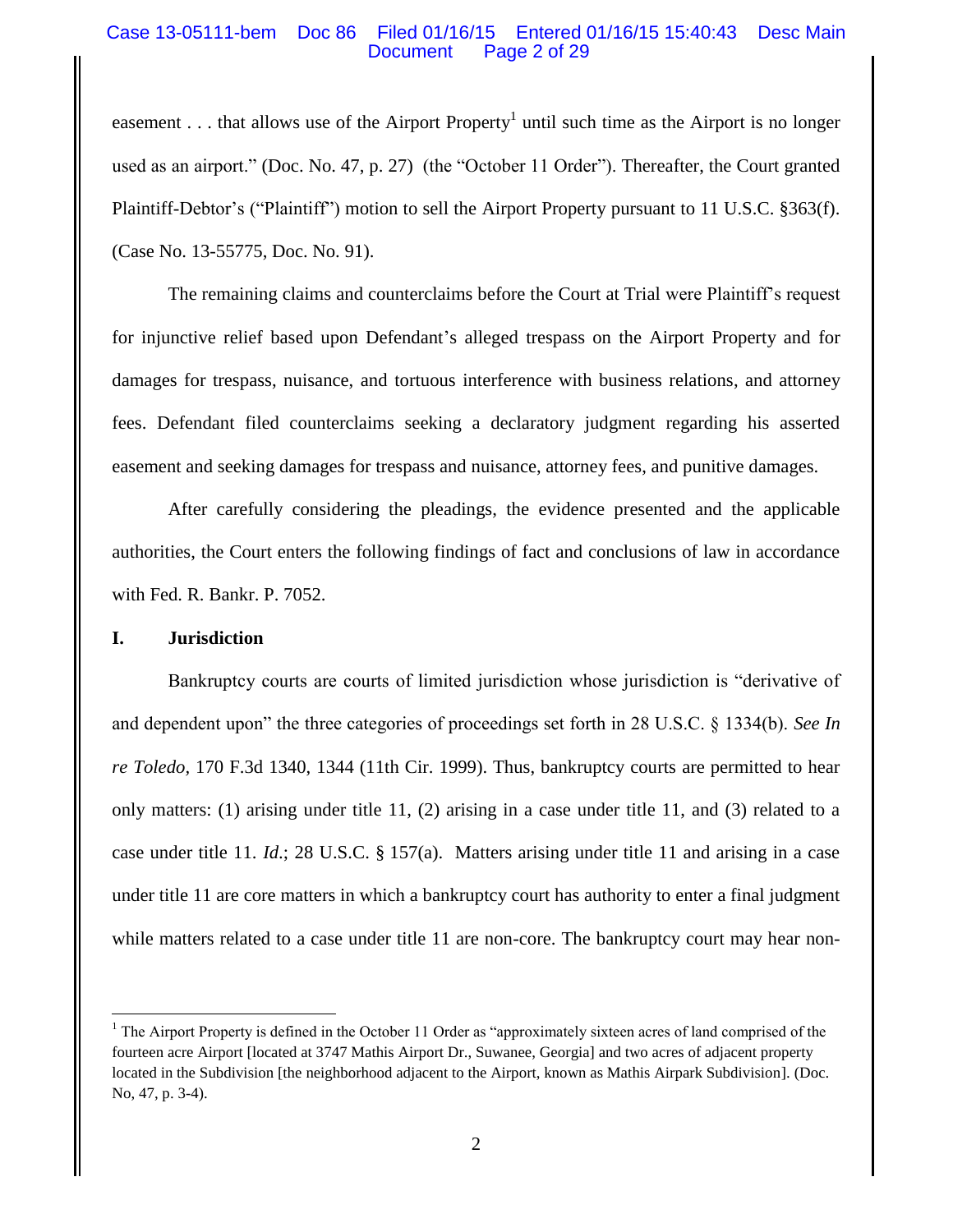easement . . . that allows use of the Airport Property[1] until such time as the Airport is no longer used as an airport." (Doc. No. 47, p. 27) (the "October 11 Order"). Thereafter, the Court granted Plaintiff-Debtor's ("Plaintiff") motion to sell the Airport Property pursuant to 11 U.S.C. §363(f). (Case No. 13-55775, Doc. No. 91).

The remaining claims and counterclaims before the Court at Trial were Plaintiff's request for injunctive relief based upon Defendant's alleged trespass on the Airport Property and for damages for trespass, nuisance, and tortuous interference with business relations, and attorney fees. Defendant filed counterclaims seeking a declaratory judgment regarding his asserted easement and seeking damages for trespass and nuisance, attorney fees, and punitive damages.

After carefully considering the pleadings, the evidence presented and the applicable authorities, the Court enters the following findings of fact and conclusions of law in accordance with Fed. R. Bankr. P. 7052.

## I. Jurisdiction

Bankruptcy courts are courts of limited jurisdiction whose jurisdiction is "derivative of and dependent upon" the three categories of proceedings set forth in 28 U.S.C. § 1334(b). *See In re Toledo*, 170 F.3d 1340, 1344 (11th Cir. 1999). Thus, bankruptcy courts are permitted to hear only matters: (1) arising under title 11, (2) arising in a case under title 11, and (3) related to a case under title 11. *Id.*; 28 U.S.C. § 157(a). Matters arising under title 11 and arising in a case under title 11 are core matters in which a bankruptcy court has authority to enter a final judgment while matters related to a case under title 11 are non-core. The bankruptcy court may hear non-

---

[1] The Airport Property is defined in the October 11 Order as "approximately sixteen acres of land comprised of the fourteen acre Airport [located at 3747 Mathis Airport Dr., Suwanee, Georgia] and two acres of adjacent property located in the Subdivision [the neighborhood adjacent to the Airport, known as Mathis Airpark Subdivision]. (Doc. No, 47, p. 3-4).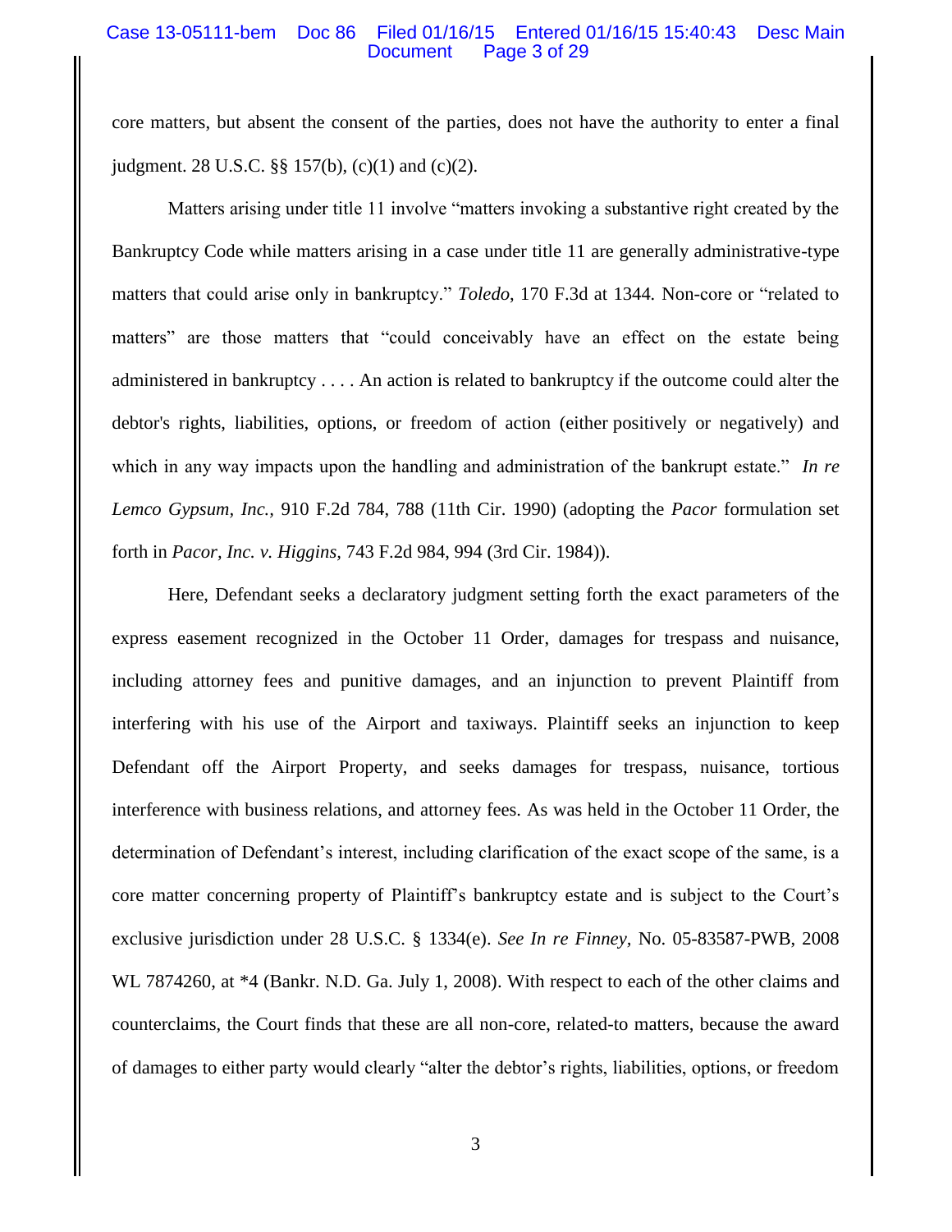core matters, but absent the consent of the parties, does not have the authority to enter a final judgment. 28 U.S.C. §§ 157(b), (c)(1) and (c)(2).

Matters arising under title 11 involve "matters invoking a substantive right created by the Bankruptcy Code while matters arising in a case under title 11 are generally administrative-type matters that could arise only in bankruptcy." *Toledo*, 170 F.3d at 1344. Non-core or "related to matters" are those matters that "could conceivably have an effect on the estate being administered in bankruptcy . . . . An action is related to bankruptcy if the outcome could alter the debtor's rights, liabilities, options, or freedom of action (either positively or negatively) and which in any way impacts upon the handling and administration of the bankrupt estate." *In re Lemco Gypsum, Inc.*, 910 F.2d 784, 788 (11th Cir. 1990) (adopting the *Pacor* formulation set forth in *Pacor, Inc. v. Higgins*, 743 F.2d 984, 994 (3rd Cir. 1984)).

Here, Defendant seeks a declaratory judgment setting forth the exact parameters of the express easement recognized in the October 11 Order, damages for trespass and nuisance, including attorney fees and punitive damages, and an injunction to prevent Plaintiff from interfering with his use of the Airport and taxiways. Plaintiff seeks an injunction to keep Defendant off the Airport Property, and seeks damages for trespass, nuisance, tortious interference with business relations, and attorney fees. As was held in the October 11 Order, the determination of Defendant's interest, including clarification of the exact scope of the same, is a core matter concerning property of Plaintiff's bankruptcy estate and is subject to the Court's exclusive jurisdiction under 28 U.S.C. § 1334(e). *See In re Finney*, No. 05-83587-PWB, 2008 WL 7874260, at *4 (Bankr. N.D. Ga. July 1, 2008). With respect to each of the other claims and counterclaims, the Court finds that these are all non-core, related-to matters, because the award of damages to either party would clearly "alter the debtor's rights, liabilities, options, or freedom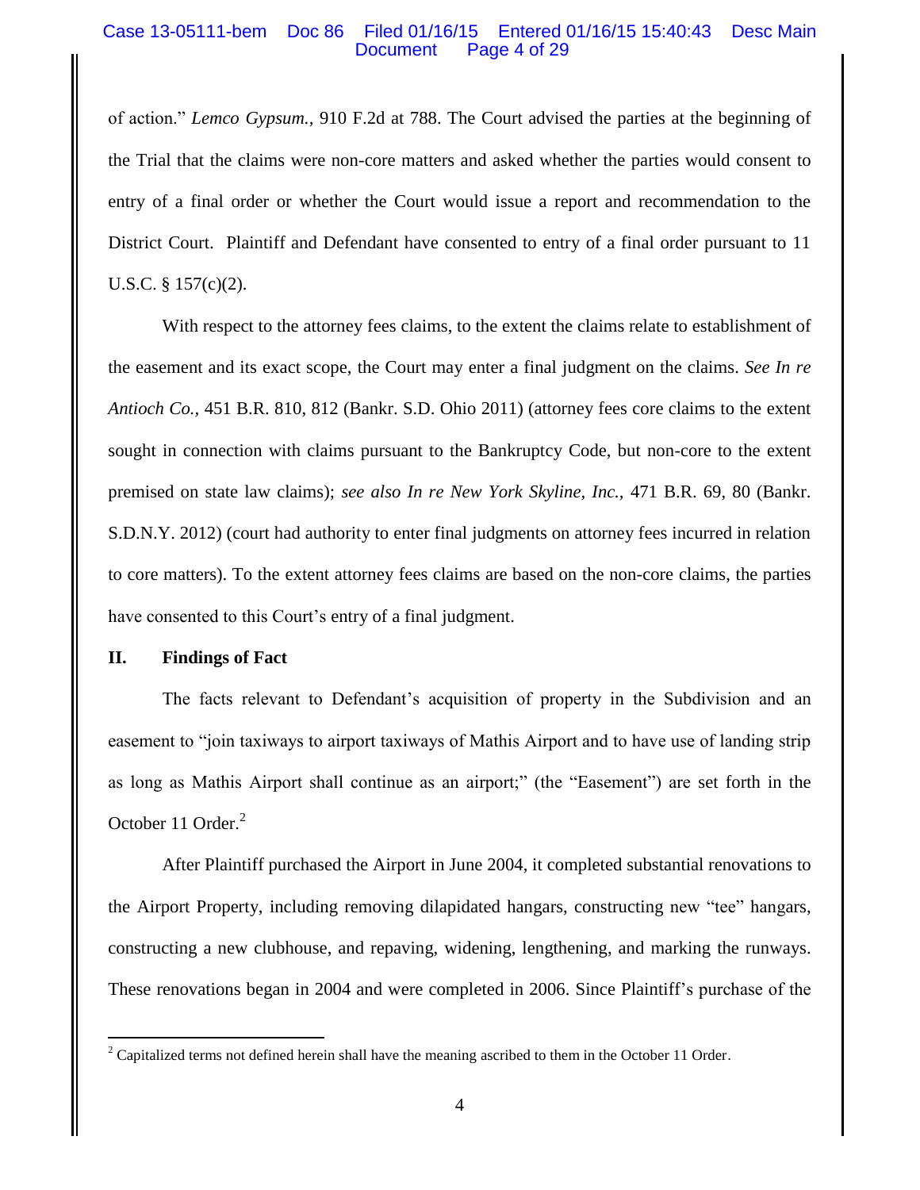of action." *Lemco Gypsum.*, 910 F.2d at 788. The Court advised the parties at the beginning of the Trial that the claims were non-core matters and asked whether the parties would consent to entry of a final order or whether the Court would issue a report and recommendation to the District Court. Plaintiff and Defendant have consented to entry of a final order pursuant to 11 U.S.C. § 157(c)(2).

With respect to the attorney fees claims, to the extent the claims relate to establishment of the easement and its exact scope, the Court may enter a final judgment on the claims. *See In re Antioch Co.,* 451 B.R. 810, 812 (Bankr. S.D. Ohio 2011) (attorney fees core claims to the extent sought in connection with claims pursuant to the Bankruptcy Code, but non-core to the extent premised on state law claims); *see also In re New York Skyline, Inc.,* 471 B.R. 69, 80 (Bankr. S.D.N.Y. 2012) (court had authority to enter final judgments on attorney fees incurred in relation to core matters). To the extent attorney fees claims are based on the non-core claims, the parties have consented to this Court's entry of a final judgment.

## II. Findings of Fact

The facts relevant to Defendant's acquisition of property in the Subdivision and an easement to "join taxiways to airport taxiways of Mathis Airport and to have use of landing strip as long as Mathis Airport shall continue as an airport;" (the "Easement") are set forth in the October 11 Order.[2]

After Plaintiff purchased the Airport in June 2004, it completed substantial renovations to the Airport Property, including removing dilapidated hangars, constructing new "tee" hangars, constructing a new clubhouse, and repaving, widening, lengthening, and marking the runways. These renovations began in 2004 and were completed in 2006. Since Plaintiff's purchase of the

[2] Capitalized terms not defined herein shall have the meaning ascribed to them in the October 11 Order.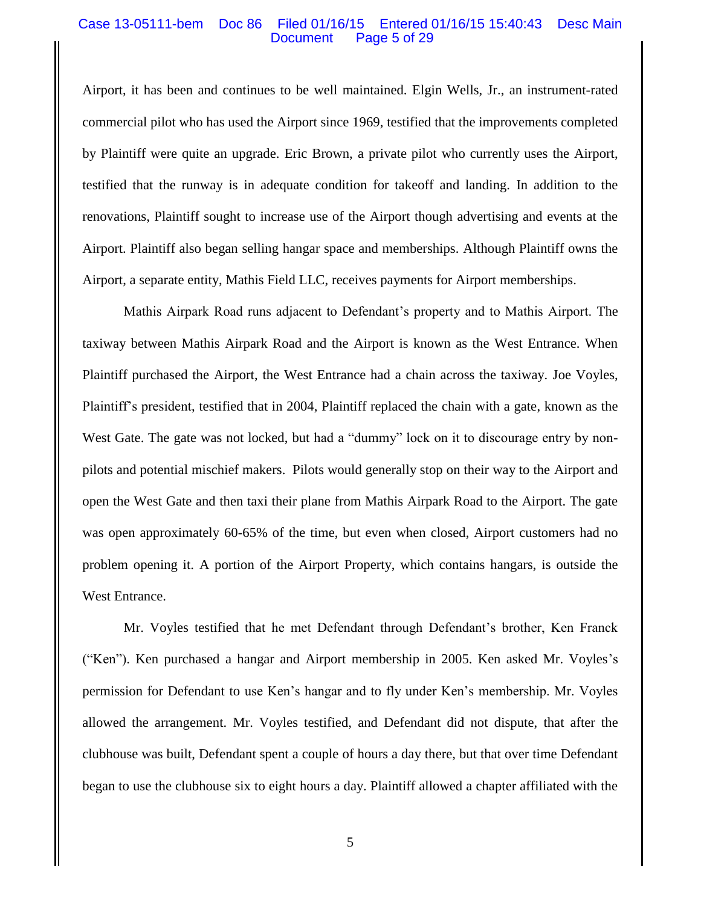Airport, it has been and continues to be well maintained. Elgin Wells, Jr., an instrument-rated commercial pilot who has used the Airport since 1969, testified that the improvements completed by Plaintiff were quite an upgrade. Eric Brown, a private pilot who currently uses the Airport, testified that the runway is in adequate condition for takeoff and landing. In addition to the renovations, Plaintiff sought to increase use of the Airport though advertising and events at the Airport. Plaintiff also began selling hangar space and memberships. Although Plaintiff owns the Airport, a separate entity, Mathis Field LLC, receives payments for Airport memberships.

Mathis Airpark Road runs adjacent to Defendant's property and to Mathis Airport. The taxiway between Mathis Airpark Road and the Airport is known as the West Entrance. When Plaintiff purchased the Airport, the West Entrance had a chain across the taxiway. Joe Voyles, Plaintiff's president, testified that in 2004, Plaintiff replaced the chain with a gate, known as the West Gate. The gate was not locked, but had a "dummy" lock on it to discourage entry by non-pilots and potential mischief makers. Pilots would generally stop on their way to the Airport and open the West Gate and then taxi their plane from Mathis Airpark Road to the Airport. The gate was open approximately 60-65% of the time, but even when closed, Airport customers had no problem opening it. A portion of the Airport Property, which contains hangars, is outside the West Entrance.

Mr. Voyles testified that he met Defendant through Defendant's brother, Ken Franck ("Ken"). Ken purchased a hangar and Airport membership in 2005. Ken asked Mr. Voyles's permission for Defendant to use Ken's hangar and to fly under Ken's membership. Mr. Voyles allowed the arrangement. Mr. Voyles testified, and Defendant did not dispute, that after the clubhouse was built, Defendant spent a couple of hours a day there, but that over time Defendant began to use the clubhouse six to eight hours a day. Plaintiff allowed a chapter affiliated with the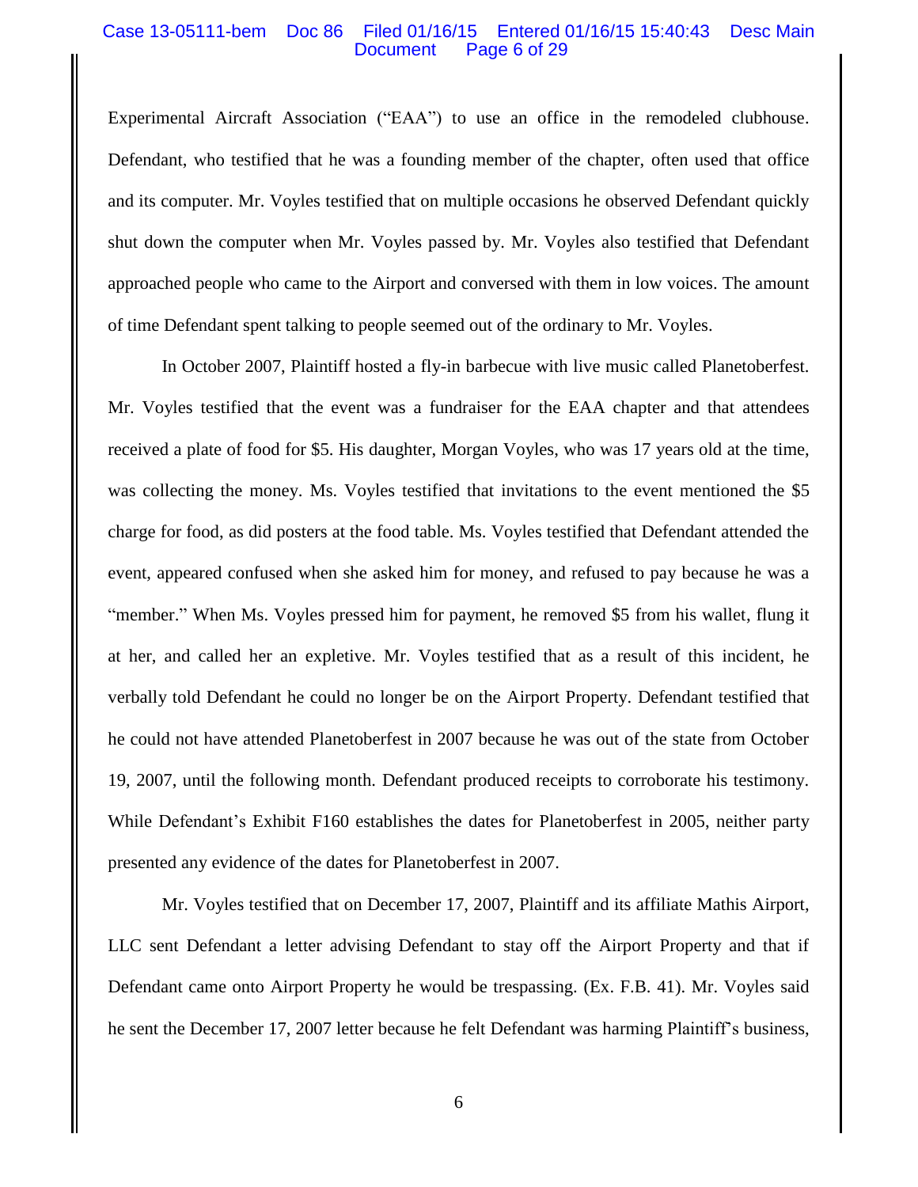Experimental Aircraft Association ("EAA") to use an office in the remodeled clubhouse. Defendant, who testified that he was a founding member of the chapter, often used that office and its computer. Mr. Voyles testified that on multiple occasions he observed Defendant quickly shut down the computer when Mr. Voyles passed by. Mr. Voyles also testified that Defendant approached people who came to the Airport and conversed with them in low voices. The amount of time Defendant spent talking to people seemed out of the ordinary to Mr. Voyles.

In October 2007, Plaintiff hosted a fly-in barbecue with live music called Planetoberfest. Mr. Voyles testified that the event was a fundraiser for the EAA chapter and that attendees received a plate of food for $5. His daughter, Morgan Voyles, who was 17 years old at the time, was collecting the money. Ms. Voyles testified that invitations to the event mentioned the $5 charge for food, as did posters at the food table. Ms. Voyles testified that Defendant attended the event, appeared confused when she asked him for money, and refused to pay because he was a "member." When Ms. Voyles pressed him for payment, he removed $5 from his wallet, flung it at her, and called her an expletive. Mr. Voyles testified that as a result of this incident, he verbally told Defendant he could no longer be on the Airport Property. Defendant testified that he could not have attended Planetoberfest in 2007 because he was out of the state from October 19, 2007, until the following month. Defendant produced receipts to corroborate his testimony. While Defendant's Exhibit F160 establishes the dates for Planetoberfest in 2005, neither party presented any evidence of the dates for Planetoberfest in 2007.

Mr. Voyles testified that on December 17, 2007, Plaintiff and its affiliate Mathis Airport, LLC sent Defendant a letter advising Defendant to stay off the Airport Property and that if Defendant came onto Airport Property he would be trespassing. (Ex. F.B. 41). Mr. Voyles said he sent the December 17, 2007 letter because he felt Defendant was harming Plaintiff's business,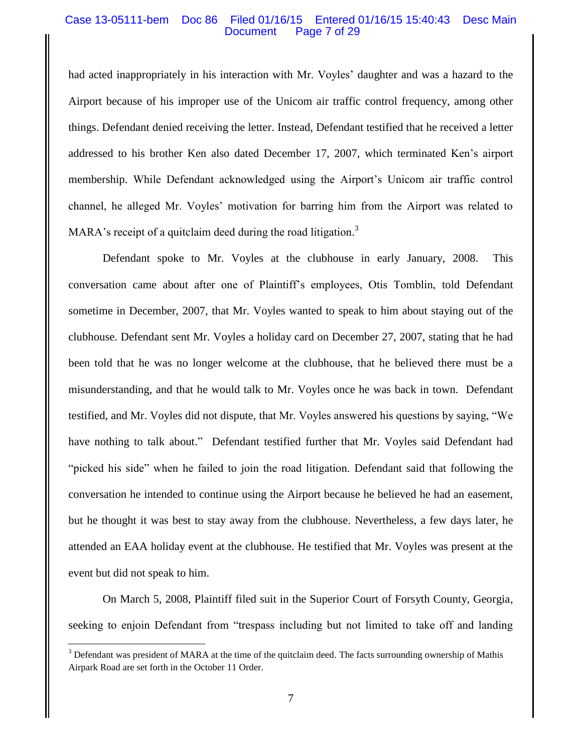had acted inappropriately in his interaction with Mr. Voyles' daughter and was a hazard to the Airport because of his improper use of the Unicom air traffic control frequency, among other things. Defendant denied receiving the letter. Instead, Defendant testified that he received a letter addressed to his brother Ken also dated December 17, 2007, which terminated Ken's airport membership. While Defendant acknowledged using the Airport's Unicom air traffic control channel, he alleged Mr. Voyles' motivation for barring him from the Airport was related to MARA's receipt of a quitclaim deed during the road litigation.[3]

Defendant spoke to Mr. Voyles at the clubhouse in early January, 2008. This conversation came about after one of Plaintiff's employees, Otis Tomblin, told Defendant sometime in December, 2007, that Mr. Voyles wanted to speak to him about staying out of the clubhouse. Defendant sent Mr. Voyles a holiday card on December 27, 2007, stating that he had been told that he was no longer welcome at the clubhouse, that he believed there must be a misunderstanding, and that he would talk to Mr. Voyles once he was back in town. Defendant testified, and Mr. Voyles did not dispute, that Mr. Voyles answered his questions by saying, "We have nothing to talk about." Defendant testified further that Mr. Voyles said Defendant had "picked his side" when he failed to join the road litigation. Defendant said that following the conversation he intended to continue using the Airport because he believed he had an easement, but he thought it was best to stay away from the clubhouse. Nevertheless, a few days later, he attended an EAA holiday event at the clubhouse. He testified that Mr. Voyles was present at the event but did not speak to him.

On March 5, 2008, Plaintiff filed suit in the Superior Court of Forsyth County, Georgia, seeking to enjoin Defendant from "trespass including but not limited to take off and landing

---

[3] Defendant was president of MARA at the time of the quitclaim deed. The facts surrounding ownership of Mathis Airpark Road are set forth in the October 11 Order.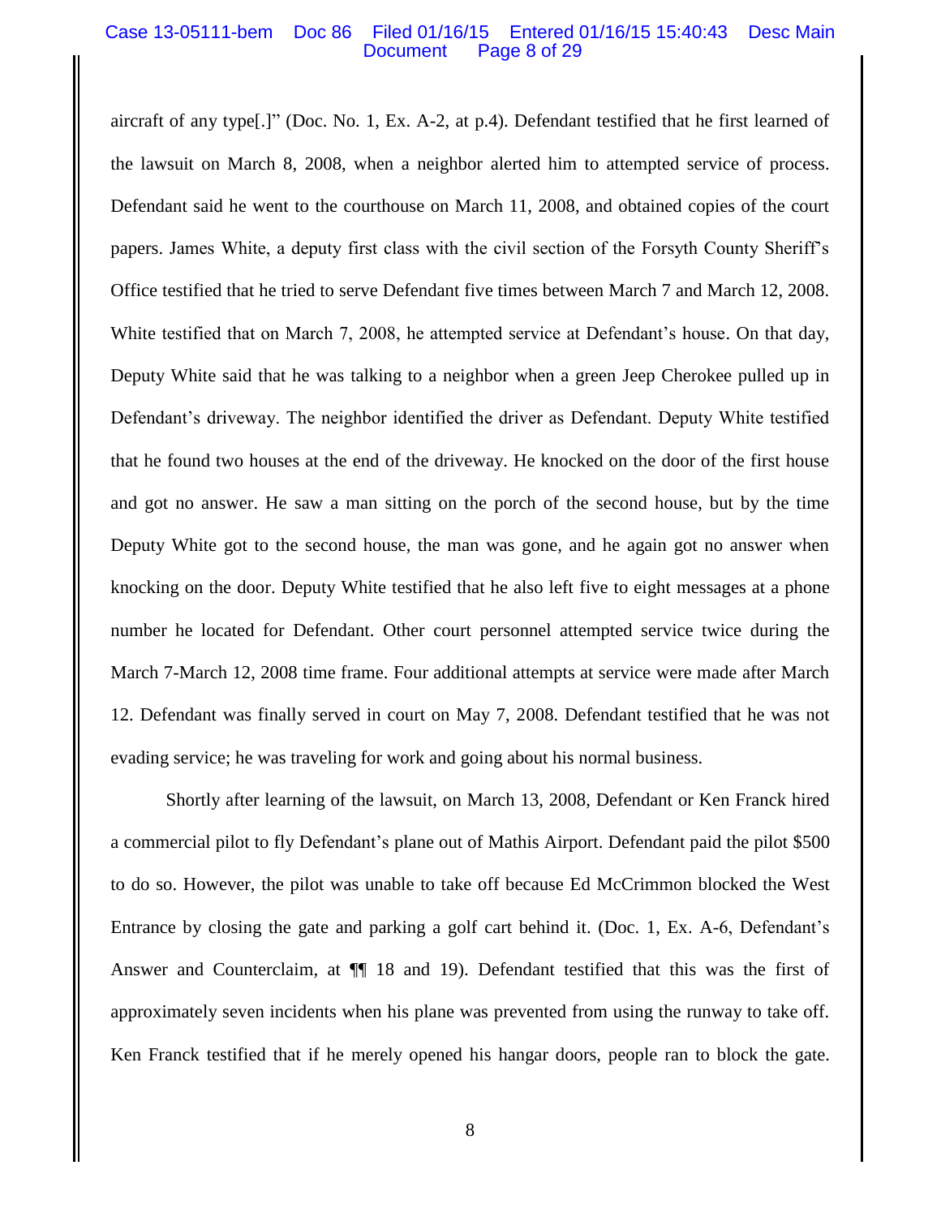aircraft of any type[.]" (Doc. No. 1, Ex. A-2, at p.4). Defendant testified that he first learned of the lawsuit on March 8, 2008, when a neighbor alerted him to attempted service of process. Defendant said he went to the courthouse on March 11, 2008, and obtained copies of the court papers. James White, a deputy first class with the civil section of the Forsyth County Sheriff's Office testified that he tried to serve Defendant five times between March 7 and March 12, 2008. White testified that on March 7, 2008, he attempted service at Defendant's house. On that day, Deputy White said that he was talking to a neighbor when a green Jeep Cherokee pulled up in Defendant's driveway. The neighbor identified the driver as Defendant. Deputy White testified that he found two houses at the end of the driveway. He knocked on the door of the first house and got no answer. He saw a man sitting on the porch of the second house, but by the time Deputy White got to the second house, the man was gone, and he again got no answer when knocking on the door. Deputy White testified that he also left five to eight messages at a phone number he located for Defendant. Other court personnel attempted service twice during the March 7-March 12, 2008 time frame. Four additional attempts at service were made after March 12. Defendant was finally served in court on May 7, 2008. Defendant testified that he was not evading service; he was traveling for work and going about his normal business.

Shortly after learning of the lawsuit, on March 13, 2008, Defendant or Ken Franck hired a commercial pilot to fly Defendant's plane out of Mathis Airport. Defendant paid the pilot $500 to do so. However, the pilot was unable to take off because Ed McCrimmon blocked the West Entrance by closing the gate and parking a golf cart behind it. (Doc. 1, Ex. A-6, Defendant's Answer and Counterclaim, at ¶¶ 18 and 19). Defendant testified that this was the first of approximately seven incidents when his plane was prevented from using the runway to take off. Ken Franck testified that if he merely opened his hangar doors, people ran to block the gate.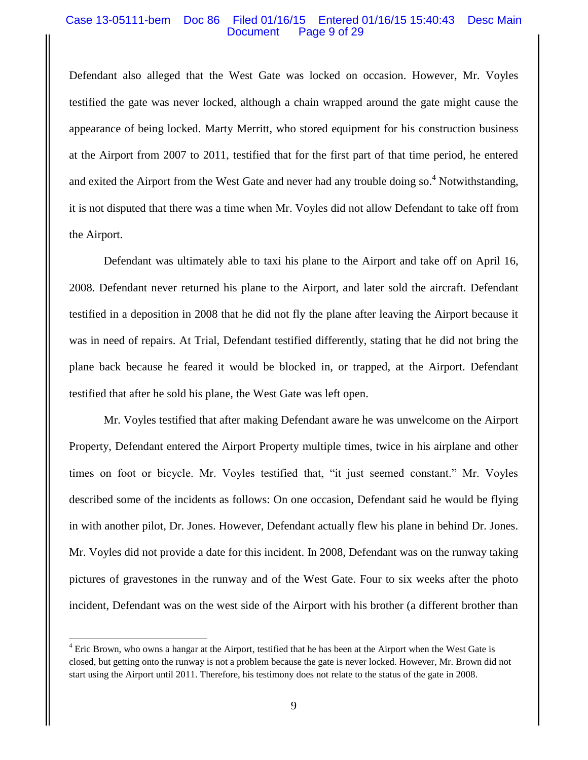Defendant also alleged that the West Gate was locked on occasion. However, Mr. Voyles testified the gate was never locked, although a chain wrapped around the gate might cause the appearance of being locked. Marty Merritt, who stored equipment for his construction business at the Airport from 2007 to 2011, testified that for the first part of that time period, he entered and exited the Airport from the West Gate and never had any trouble doing so.[4] Notwithstanding, it is not disputed that there was a time when Mr. Voyles did not allow Defendant to take off from the Airport.

Defendant was ultimately able to taxi his plane to the Airport and take off on April 16, 2008. Defendant never returned his plane to the Airport, and later sold the aircraft. Defendant testified in a deposition in 2008 that he did not fly the plane after leaving the Airport because it was in need of repairs. At Trial, Defendant testified differently, stating that he did not bring the plane back because he feared it would be blocked in, or trapped, at the Airport. Defendant testified that after he sold his plane, the West Gate was left open.

Mr. Voyles testified that after making Defendant aware he was unwelcome on the Airport Property, Defendant entered the Airport Property multiple times, twice in his airplane and other times on foot or bicycle. Mr. Voyles testified that, "it just seemed constant." Mr. Voyles described some of the incidents as follows: On one occasion, Defendant said he would be flying in with another pilot, Dr. Jones. However, Defendant actually flew his plane in behind Dr. Jones. Mr. Voyles did not provide a date for this incident. In 2008, Defendant was on the runway taking pictures of gravestones in the runway and of the West Gate. Four to six weeks after the photo incident, Defendant was on the west side of the Airport with his brother (a different brother than

[4] Eric Brown, who owns a hangar at the Airport, testified that he has been at the Airport when the West Gate is closed, but getting onto the runway is not a problem because the gate is never locked. However, Mr. Brown did not start using the Airport until 2011. Therefore, his testimony does not relate to the status of the gate in 2008.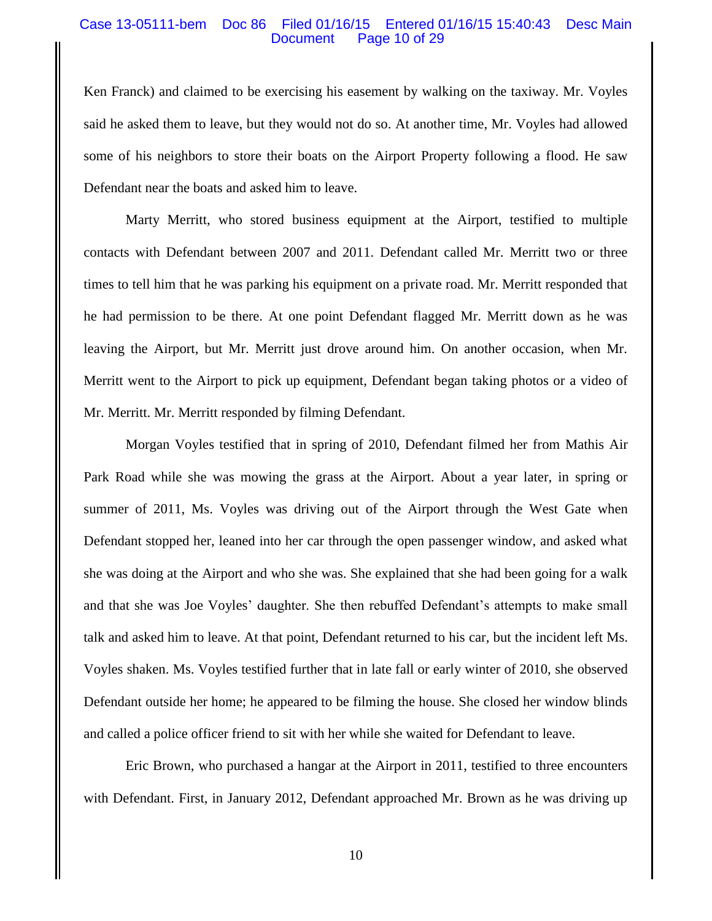Ken Franck) and claimed to be exercising his easement by walking on the taxiway. Mr. Voyles said he asked them to leave, but they would not do so. At another time, Mr. Voyles had allowed some of his neighbors to store their boats on the Airport Property following a flood. He saw Defendant near the boats and asked him to leave.

Marty Merritt, who stored business equipment at the Airport, testified to multiple contacts with Defendant between 2007 and 2011. Defendant called Mr. Merritt two or three times to tell him that he was parking his equipment on a private road. Mr. Merritt responded that he had permission to be there. At one point Defendant flagged Mr. Merritt down as he was leaving the Airport, but Mr. Merritt just drove around him. On another occasion, when Mr. Merritt went to the Airport to pick up equipment, Defendant began taking photos or a video of Mr. Merritt. Mr. Merritt responded by filming Defendant.

Morgan Voyles testified that in spring of 2010, Defendant filmed her from Mathis Air Park Road while she was mowing the grass at the Airport. About a year later, in spring or summer of 2011, Ms. Voyles was driving out of the Airport through the West Gate when Defendant stopped her, leaned into her car through the open passenger window, and asked what she was doing at the Airport and who she was. She explained that she had been going for a walk and that she was Joe Voyles' daughter. She then rebuffed Defendant's attempts to make small talk and asked him to leave. At that point, Defendant returned to his car, but the incident left Ms. Voyles shaken. Ms. Voyles testified further that in late fall or early winter of 2010, she observed Defendant outside her home; he appeared to be filming the house. She closed her window blinds and called a police officer friend to sit with her while she waited for Defendant to leave.

Eric Brown, who purchased a hangar at the Airport in 2011, testified to three encounters with Defendant. First, in January 2012, Defendant approached Mr. Brown as he was driving up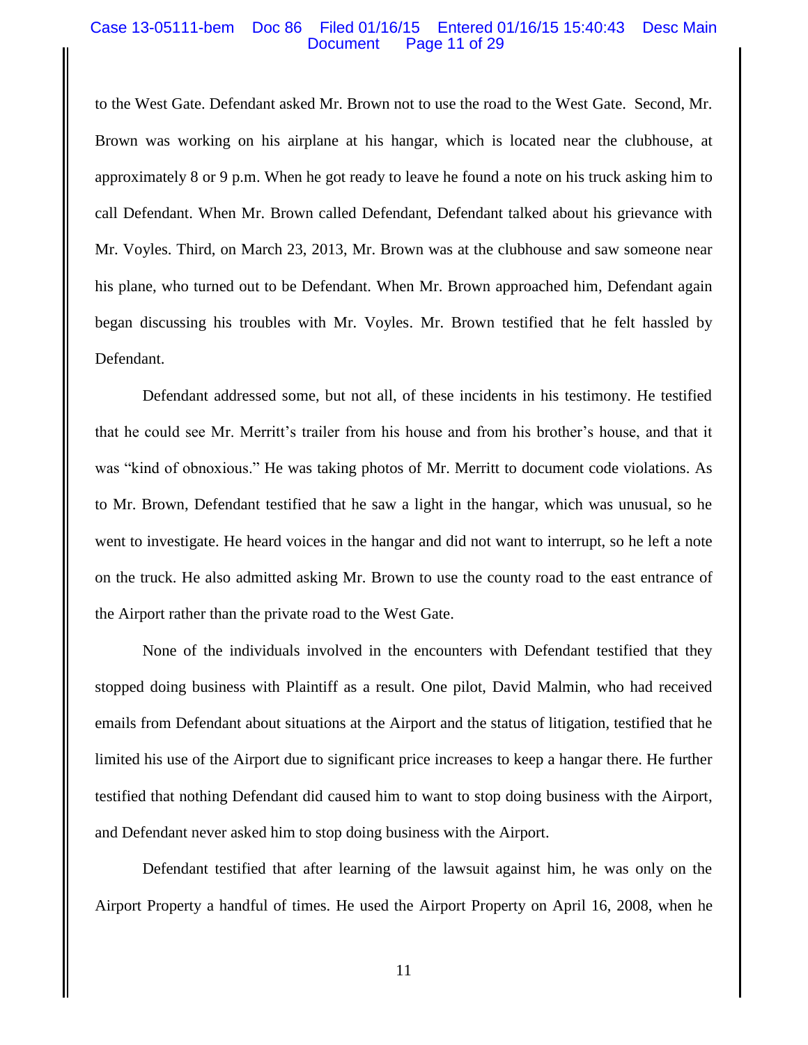to the West Gate. Defendant asked Mr. Brown not to use the road to the West Gate. Second, Mr. Brown was working on his airplane at his hangar, which is located near the clubhouse, at approximately 8 or 9 p.m. When he got ready to leave he found a note on his truck asking him to call Defendant. When Mr. Brown called Defendant, Defendant talked about his grievance with Mr. Voyles. Third, on March 23, 2013, Mr. Brown was at the clubhouse and saw someone near his plane, who turned out to be Defendant. When Mr. Brown approached him, Defendant again began discussing his troubles with Mr. Voyles. Mr. Brown testified that he felt hassled by Defendant.

Defendant addressed some, but not all, of these incidents in his testimony. He testified that he could see Mr. Merritt's trailer from his house and from his brother's house, and that it was "kind of obnoxious." He was taking photos of Mr. Merritt to document code violations. As to Mr. Brown, Defendant testified that he saw a light in the hangar, which was unusual, so he went to investigate. He heard voices in the hangar and did not want to interrupt, so he left a note on the truck. He also admitted asking Mr. Brown to use the county road to the east entrance of the Airport rather than the private road to the West Gate.

None of the individuals involved in the encounters with Defendant testified that they stopped doing business with Plaintiff as a result. One pilot, David Malmin, who had received emails from Defendant about situations at the Airport and the status of litigation, testified that he limited his use of the Airport due to significant price increases to keep a hangar there. He further testified that nothing Defendant did caused him to want to stop doing business with the Airport, and Defendant never asked him to stop doing business with the Airport.

Defendant testified that after learning of the lawsuit against him, he was only on the Airport Property a handful of times. He used the Airport Property on April 16, 2008, when he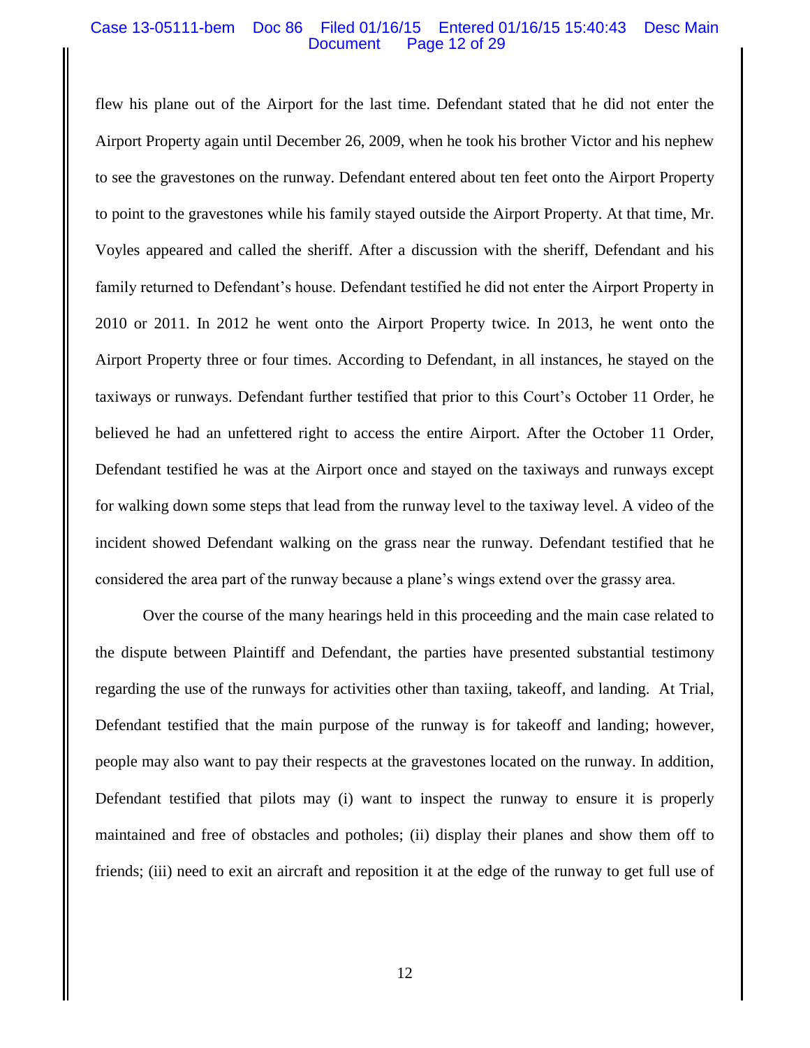flew his plane out of the Airport for the last time. Defendant stated that he did not enter the Airport Property again until December 26, 2009, when he took his brother Victor and his nephew to see the gravestones on the runway. Defendant entered about ten feet onto the Airport Property to point to the gravestones while his family stayed outside the Airport Property. At that time, Mr. Voyles appeared and called the sheriff. After a discussion with the sheriff, Defendant and his family returned to Defendant's house. Defendant testified he did not enter the Airport Property in 2010 or 2011. In 2012 he went onto the Airport Property twice. In 2013, he went onto the Airport Property three or four times. According to Defendant, in all instances, he stayed on the taxiways or runways. Defendant further testified that prior to this Court's October 11 Order, he believed he had an unfettered right to access the entire Airport. After the October 11 Order, Defendant testified he was at the Airport once and stayed on the taxiways and runways except for walking down some steps that lead from the runway level to the taxiway level. A video of the incident showed Defendant walking on the grass near the runway. Defendant testified that he considered the area part of the runway because a plane's wings extend over the grassy area.

Over the course of the many hearings held in this proceeding and the main case related to the dispute between Plaintiff and Defendant, the parties have presented substantial testimony regarding the use of the runways for activities other than taxiing, takeoff, and landing. At Trial, Defendant testified that the main purpose of the runway is for takeoff and landing; however, people may also want to pay their respects at the gravestones located on the runway. In addition, Defendant testified that pilots may (i) want to inspect the runway to ensure it is properly maintained and free of obstacles and potholes; (ii) display their planes and show them off to friends; (iii) need to exit an aircraft and reposition it at the edge of the runway to get full use of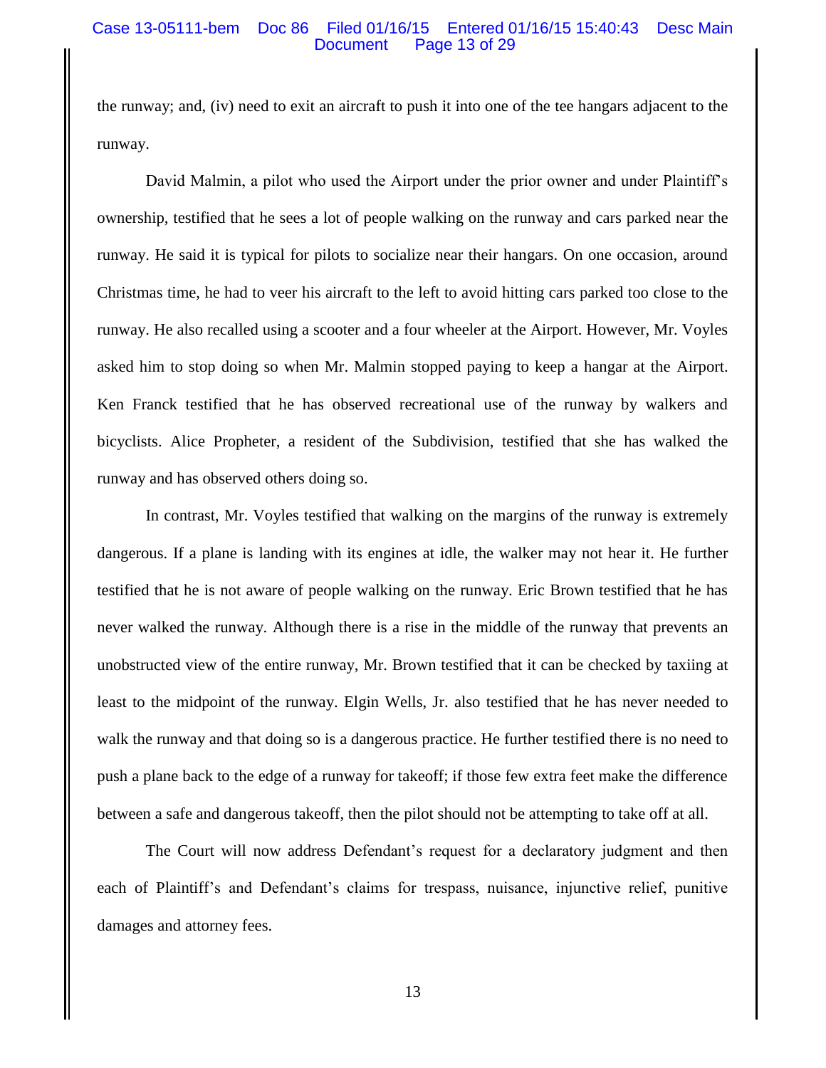the runway; and, (iv) need to exit an aircraft to push it into one of the tee hangars adjacent to the runway.

David Malmin, a pilot who used the Airport under the prior owner and under Plaintiff's ownership, testified that he sees a lot of people walking on the runway and cars parked near the runway. He said it is typical for pilots to socialize near their hangars. On one occasion, around Christmas time, he had to veer his aircraft to the left to avoid hitting cars parked too close to the runway. He also recalled using a scooter and a four wheeler at the Airport. However, Mr. Voyles asked him to stop doing so when Mr. Malmin stopped paying to keep a hangar at the Airport. Ken Franck testified that he has observed recreational use of the runway by walkers and bicyclists. Alice Propheter, a resident of the Subdivision, testified that she has walked the runway and has observed others doing so.

In contrast, Mr. Voyles testified that walking on the margins of the runway is extremely dangerous. If a plane is landing with its engines at idle, the walker may not hear it. He further testified that he is not aware of people walking on the runway. Eric Brown testified that he has never walked the runway. Although there is a rise in the middle of the runway that prevents an unobstructed view of the entire runway, Mr. Brown testified that it can be checked by taxiing at least to the midpoint of the runway. Elgin Wells, Jr. also testified that he has never needed to walk the runway and that doing so is a dangerous practice. He further testified there is no need to push a plane back to the edge of a runway for takeoff; if those few extra feet make the difference between a safe and dangerous takeoff, then the pilot should not be attempting to take off at all.

The Court will now address Defendant's request for a declaratory judgment and then each of Plaintiff's and Defendant's claims for trespass, nuisance, injunctive relief, punitive damages and attorney fees.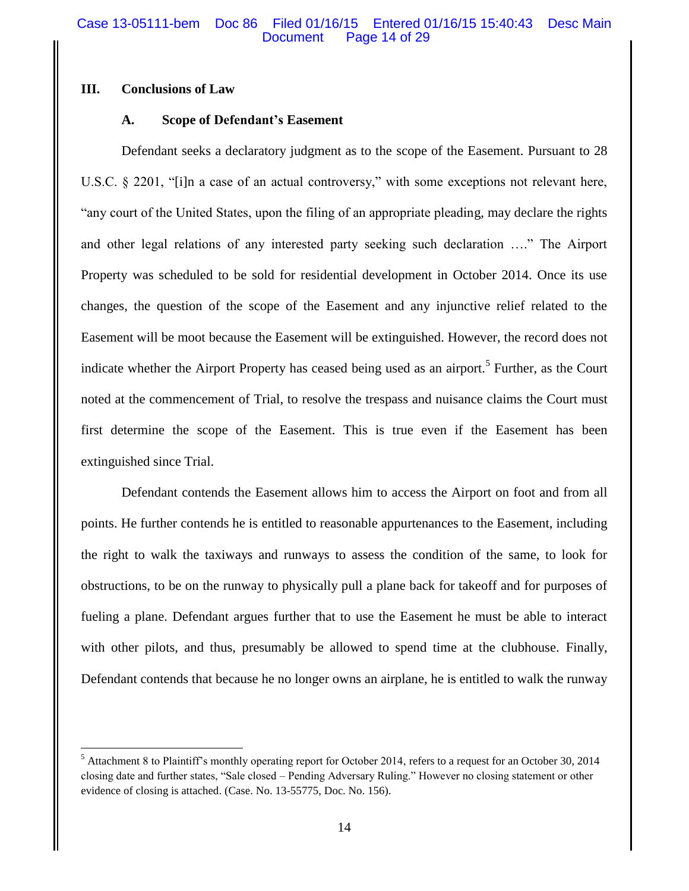## III. Conclusions of Law

### A. Scope of Defendant's Easement

Defendant seeks a declaratory judgment as to the scope of the Easement. Pursuant to 28 U.S.C. § 2201, "[i]n a case of an actual controversy," with some exceptions not relevant here, "any court of the United States, upon the filing of an appropriate pleading, may declare the rights and other legal relations of any interested party seeking such declaration …." The Airport Property was scheduled to be sold for residential development in October 2014. Once its use changes, the question of the scope of the Easement and any injunctive relief related to the Easement will be moot because the Easement will be extinguished. However, the record does not indicate whether the Airport Property has ceased being used as an airport.[5] Further, as the Court noted at the commencement of Trial, to resolve the trespass and nuisance claims the Court must first determine the scope of the Easement. This is true even if the Easement has been extinguished since Trial.

Defendant contends the Easement allows him to access the Airport on foot and from all points. He further contends he is entitled to reasonable appurtenances to the Easement, including the right to walk the taxiways and runways to assess the condition of the same, to look for obstructions, to be on the runway to physically pull a plane back for takeoff and for purposes of fueling a plane. Defendant argues further that to use the Easement he must be able to interact with other pilots, and thus, presumably be allowed to spend time at the clubhouse. Finally, Defendant contends that because he no longer owns an airplane, he is entitled to walk the runway

---

[5] Attachment 8 to Plaintiff's monthly operating report for October 2014, refers to a request for an October 30, 2014 closing date and further states, "Sale closed – Pending Adversary Ruling." However no closing statement or other evidence of closing is attached. (Case. No. 13-55775, Doc. No. 156).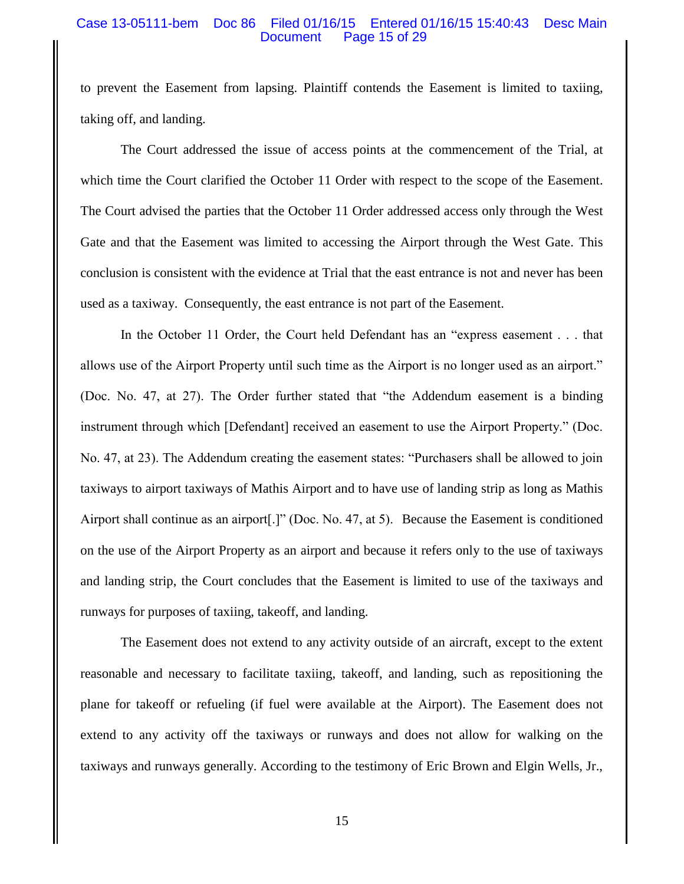to prevent the Easement from lapsing. Plaintiff contends the Easement is limited to taxiing, taking off, and landing.

The Court addressed the issue of access points at the commencement of the Trial, at which time the Court clarified the October 11 Order with respect to the scope of the Easement. The Court advised the parties that the October 11 Order addressed access only through the West Gate and that the Easement was limited to accessing the Airport through the West Gate. This conclusion is consistent with the evidence at Trial that the east entrance is not and never has been used as a taxiway. Consequently, the east entrance is not part of the Easement.

In the October 11 Order, the Court held Defendant has an "express easement . . . that allows use of the Airport Property until such time as the Airport is no longer used as an airport." (Doc. No. 47, at 27). The Order further stated that "the Addendum easement is a binding instrument through which [Defendant] received an easement to use the Airport Property." (Doc. No. 47, at 23). The Addendum creating the easement states: "Purchasers shall be allowed to join taxiways to airport taxiways of Mathis Airport and to have use of landing strip as long as Mathis Airport shall continue as an airport[.]" (Doc. No. 47, at 5). Because the Easement is conditioned on the use of the Airport Property as an airport and because it refers only to the use of taxiways and landing strip, the Court concludes that the Easement is limited to use of the taxiways and runways for purposes of taxiing, takeoff, and landing.

The Easement does not extend to any activity outside of an aircraft, except to the extent reasonable and necessary to facilitate taxiing, takeoff, and landing, such as repositioning the plane for takeoff or refueling (if fuel were available at the Airport). The Easement does not extend to any activity off the taxiways or runways and does not allow for walking on the taxiways and runways generally. According to the testimony of Eric Brown and Elgin Wells, Jr.,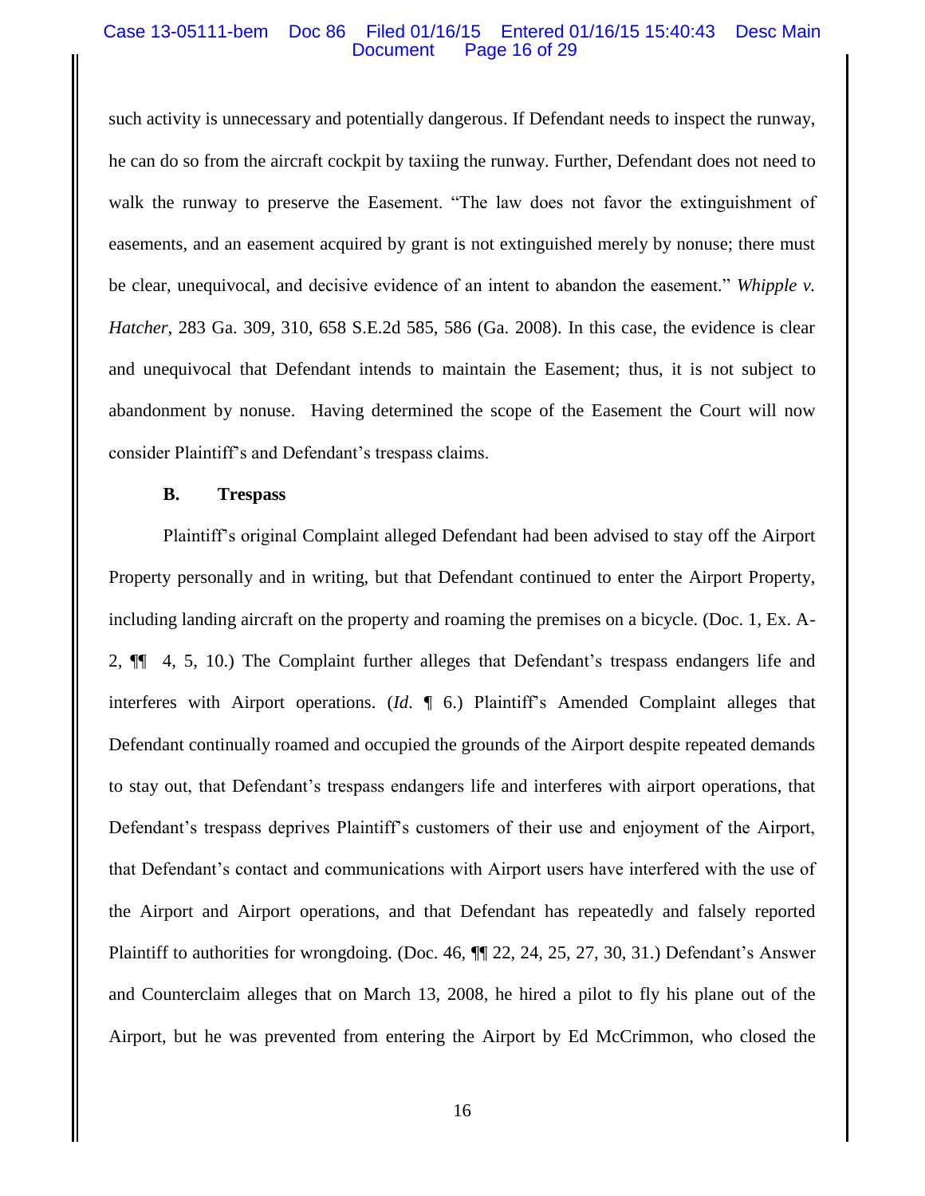such activity is unnecessary and potentially dangerous. If Defendant needs to inspect the runway, he can do so from the aircraft cockpit by taxiing the runway. Further, Defendant does not need to walk the runway to preserve the Easement. "The law does not favor the extinguishment of easements, and an easement acquired by grant is not extinguished merely by nonuse; there must be clear, unequivocal, and decisive evidence of an intent to abandon the easement." *Whipple v. Hatcher*, 283 Ga. 309, 310, 658 S.E.2d 585, 586 (Ga. 2008). In this case, the evidence is clear and unequivocal that Defendant intends to maintain the Easement; thus, it is not subject to abandonment by nonuse. Having determined the scope of the Easement the Court will now consider Plaintiff's and Defendant's trespass claims.

### B. Trespass

Plaintiff's original Complaint alleged Defendant had been advised to stay off the Airport Property personally and in writing, but that Defendant continued to enter the Airport Property, including landing aircraft on the property and roaming the premises on a bicycle. (Doc. 1, Ex. A-2, ¶¶ 4, 5, 10.) The Complaint further alleges that Defendant's trespass endangers life and interferes with Airport operations. (*Id.* ¶ 6.) Plaintiff's Amended Complaint alleges that Defendant continually roamed and occupied the grounds of the Airport despite repeated demands to stay out, that Defendant's trespass endangers life and interferes with airport operations, that Defendant's trespass deprives Plaintiff's customers of their use and enjoyment of the Airport, that Defendant's contact and communications with Airport users have interfered with the use of the Airport and Airport operations, and that Defendant has repeatedly and falsely reported Plaintiff to authorities for wrongdoing. (Doc. 46, ¶¶ 22, 24, 25, 27, 30, 31.) Defendant's Answer and Counterclaim alleges that on March 13, 2008, he hired a pilot to fly his plane out of the Airport, but he was prevented from entering the Airport by Ed McCrimmon, who closed the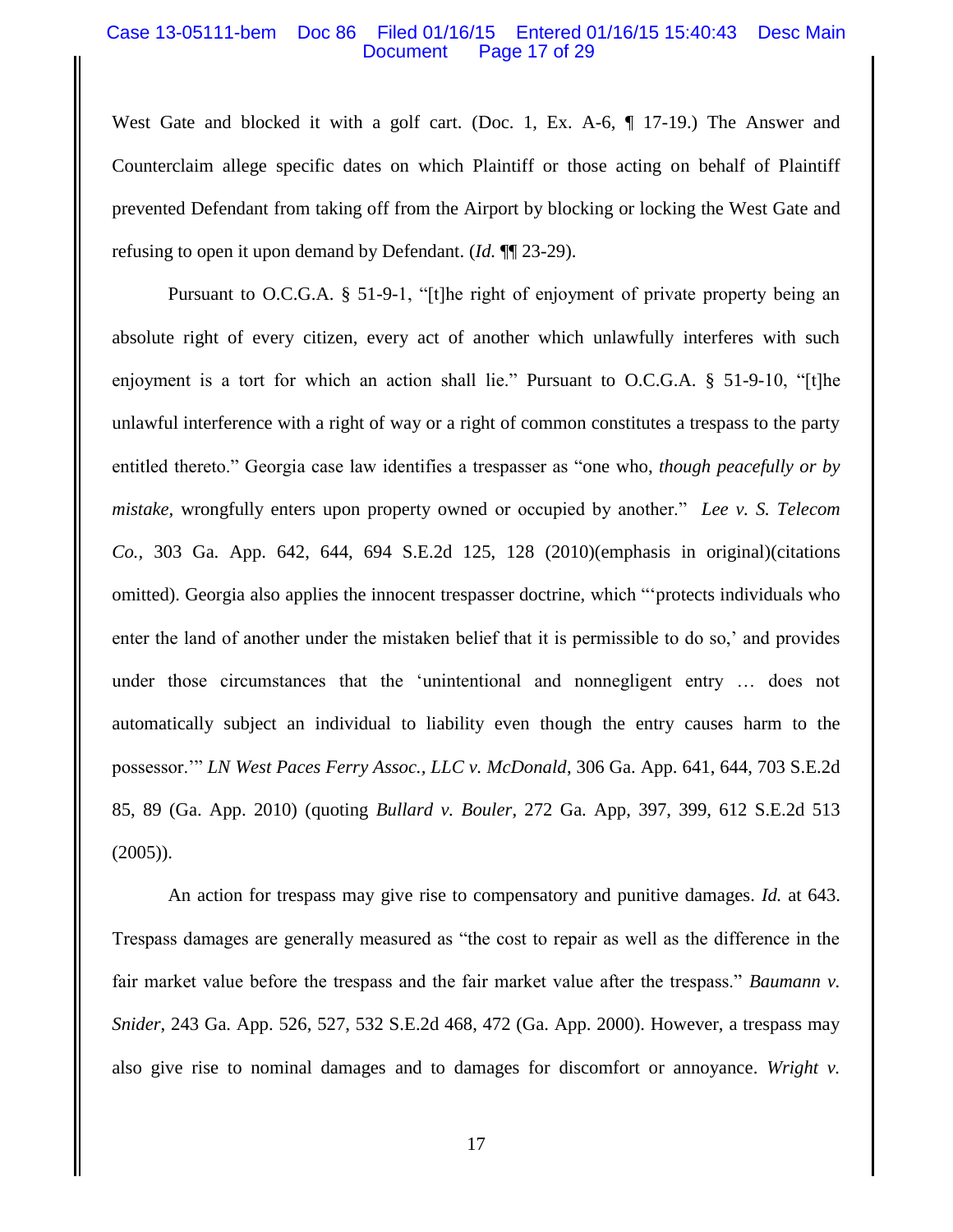West Gate and blocked it with a golf cart. (Doc. 1, Ex. A-6, ¶ 17-19.) The Answer and Counterclaim allege specific dates on which Plaintiff or those acting on behalf of Plaintiff prevented Defendant from taking off from the Airport by blocking or locking the West Gate and refusing to open it upon demand by Defendant. (*Id.* ¶¶ 23-29).

Pursuant to O.C.G.A. § 51-9-1, "[t]he right of enjoyment of private property being an absolute right of every citizen, every act of another which unlawfully interferes with such enjoyment is a tort for which an action shall lie." Pursuant to O.C.G.A. § 51-9-10, "[t]he unlawful interference with a right of way or a right of common constitutes a trespass to the party entitled thereto." Georgia case law identifies a trespasser as "one who, *though peacefully or by mistake*, wrongfully enters upon property owned or occupied by another." *Lee v. S. Telecom Co.*, 303 Ga. App. 642, 644, 694 S.E.2d 125, 128 (2010)(emphasis in original)(citations omitted). Georgia also applies the innocent trespasser doctrine, which "'protects individuals who enter the land of another under the mistaken belief that it is permissible to do so,' and provides under those circumstances that the 'unintentional and nonnegligent entry … does not automatically subject an individual to liability even though the entry causes harm to the possessor.'" *LN West Paces Ferry Assoc., LLC v. McDonald*, 306 Ga. App. 641, 644, 703 S.E.2d 85, 89 (Ga. App. 2010) (quoting *Bullard v. Bouler*, 272 Ga. App, 397, 399, 612 S.E.2d 513 (2005)).

An action for trespass may give rise to compensatory and punitive damages. *Id.* at 643. Trespass damages are generally measured as "the cost to repair as well as the difference in the fair market value before the trespass and the fair market value after the trespass." *Baumann v. Snider*, 243 Ga. App. 526, 527, 532 S.E.2d 468, 472 (Ga. App. 2000). However, a trespass may also give rise to nominal damages and to damages for discomfort or annoyance. *Wright v.*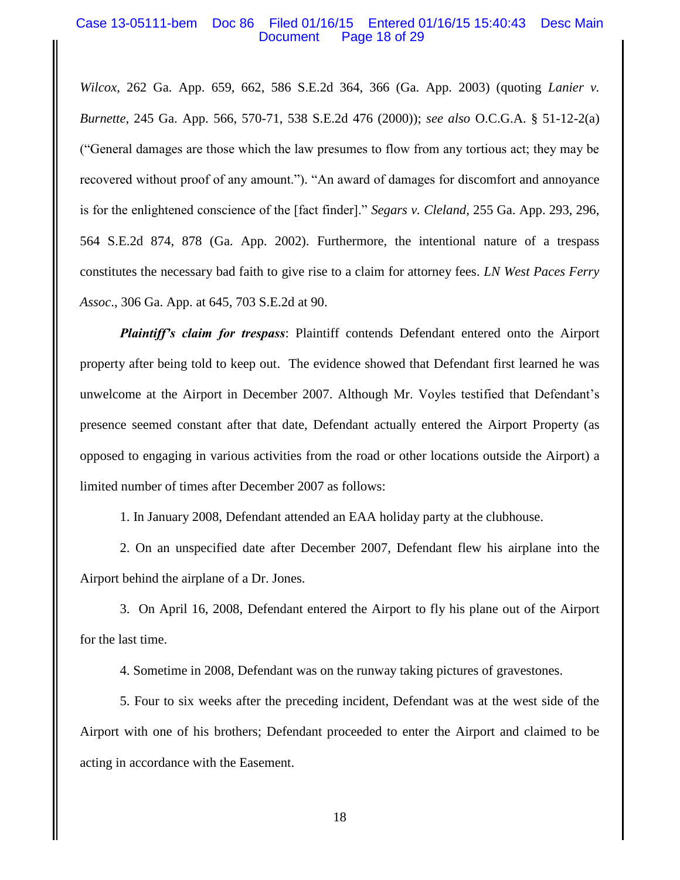*Wilcox*, 262 Ga. App. 659, 662, 586 S.E.2d 364, 366 (Ga. App. 2003) (quoting *Lanier v. Burnette*, 245 Ga. App. 566, 570-71, 538 S.E.2d 476 (2000)); *see also* O.C.G.A. § 51-12-2(a) ("General damages are those which the law presumes to flow from any tortious act; they may be recovered without proof of any amount."). "An award of damages for discomfort and annoyance is for the enlightened conscience of the [fact finder]." *Segars v. Cleland*, 255 Ga. App. 293, 296, 564 S.E.2d 874, 878 (Ga. App. 2002). Furthermore, the intentional nature of a trespass constitutes the necessary bad faith to give rise to a claim for attorney fees. *LN West Paces Ferry Assoc*., 306 Ga. App. at 645, 703 S.E.2d at 90.

***Plaintiff's claim for trespass***: Plaintiff contends Defendant entered onto the Airport property after being told to keep out. The evidence showed that Defendant first learned he was unwelcome at the Airport in December 2007. Although Mr. Voyles testified that Defendant's presence seemed constant after that date, Defendant actually entered the Airport Property (as opposed to engaging in various activities from the road or other locations outside the Airport) a limited number of times after December 2007 as follows:

1. In January 2008, Defendant attended an EAA holiday party at the clubhouse.

2. On an unspecified date after December 2007, Defendant flew his airplane into the Airport behind the airplane of a Dr. Jones.

3. On April 16, 2008, Defendant entered the Airport to fly his plane out of the Airport for the last time.

4. Sometime in 2008, Defendant was on the runway taking pictures of gravestones.

5. Four to six weeks after the preceding incident, Defendant was at the west side of the Airport with one of his brothers; Defendant proceeded to enter the Airport and claimed to be acting in accordance with the Easement.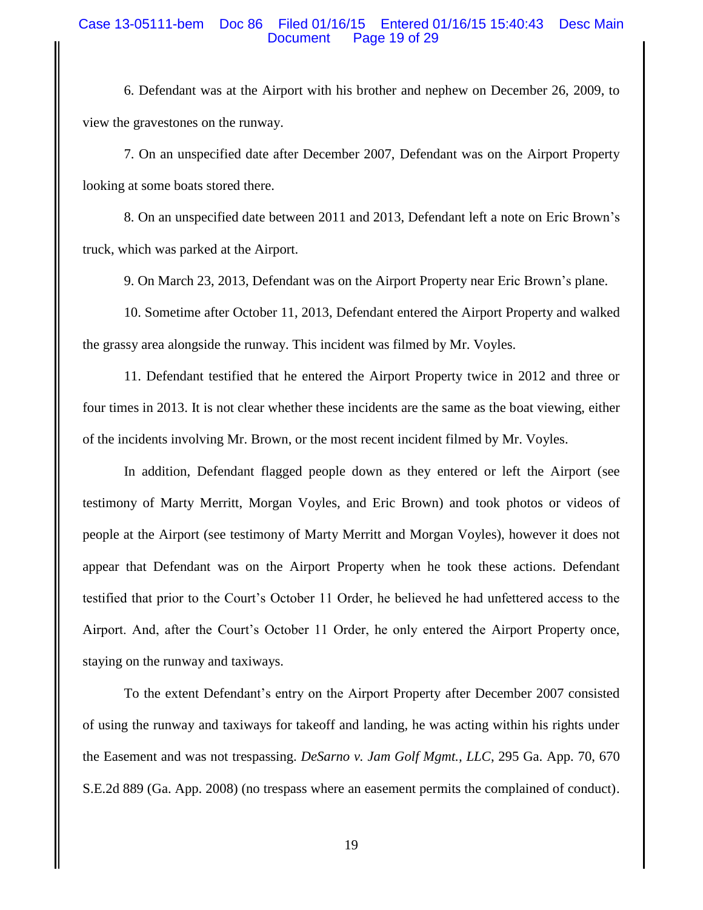6. Defendant was at the Airport with his brother and nephew on December 26, 2009, to view the gravestones on the runway.

7. On an unspecified date after December 2007, Defendant was on the Airport Property looking at some boats stored there.

8. On an unspecified date between 2011 and 2013, Defendant left a note on Eric Brown's truck, which was parked at the Airport.

9. On March 23, 2013, Defendant was on the Airport Property near Eric Brown's plane.

10. Sometime after October 11, 2013, Defendant entered the Airport Property and walked the grassy area alongside the runway. This incident was filmed by Mr. Voyles.

11. Defendant testified that he entered the Airport Property twice in 2012 and three or four times in 2013. It is not clear whether these incidents are the same as the boat viewing, either of the incidents involving Mr. Brown, or the most recent incident filmed by Mr. Voyles.

In addition, Defendant flagged people down as they entered or left the Airport (see testimony of Marty Merritt, Morgan Voyles, and Eric Brown) and took photos or videos of people at the Airport (see testimony of Marty Merritt and Morgan Voyles), however it does not appear that Defendant was on the Airport Property when he took these actions. Defendant testified that prior to the Court's October 11 Order, he believed he had unfettered access to the Airport. And, after the Court's October 11 Order, he only entered the Airport Property once, staying on the runway and taxiways.

To the extent Defendant's entry on the Airport Property after December 2007 consisted of using the runway and taxiways for takeoff and landing, he was acting within his rights under the Easement and was not trespassing. *DeSarno v. Jam Golf Mgmt., LLC*, 295 Ga. App. 70, 670 S.E.2d 889 (Ga. App. 2008) (no trespass where an easement permits the complained of conduct).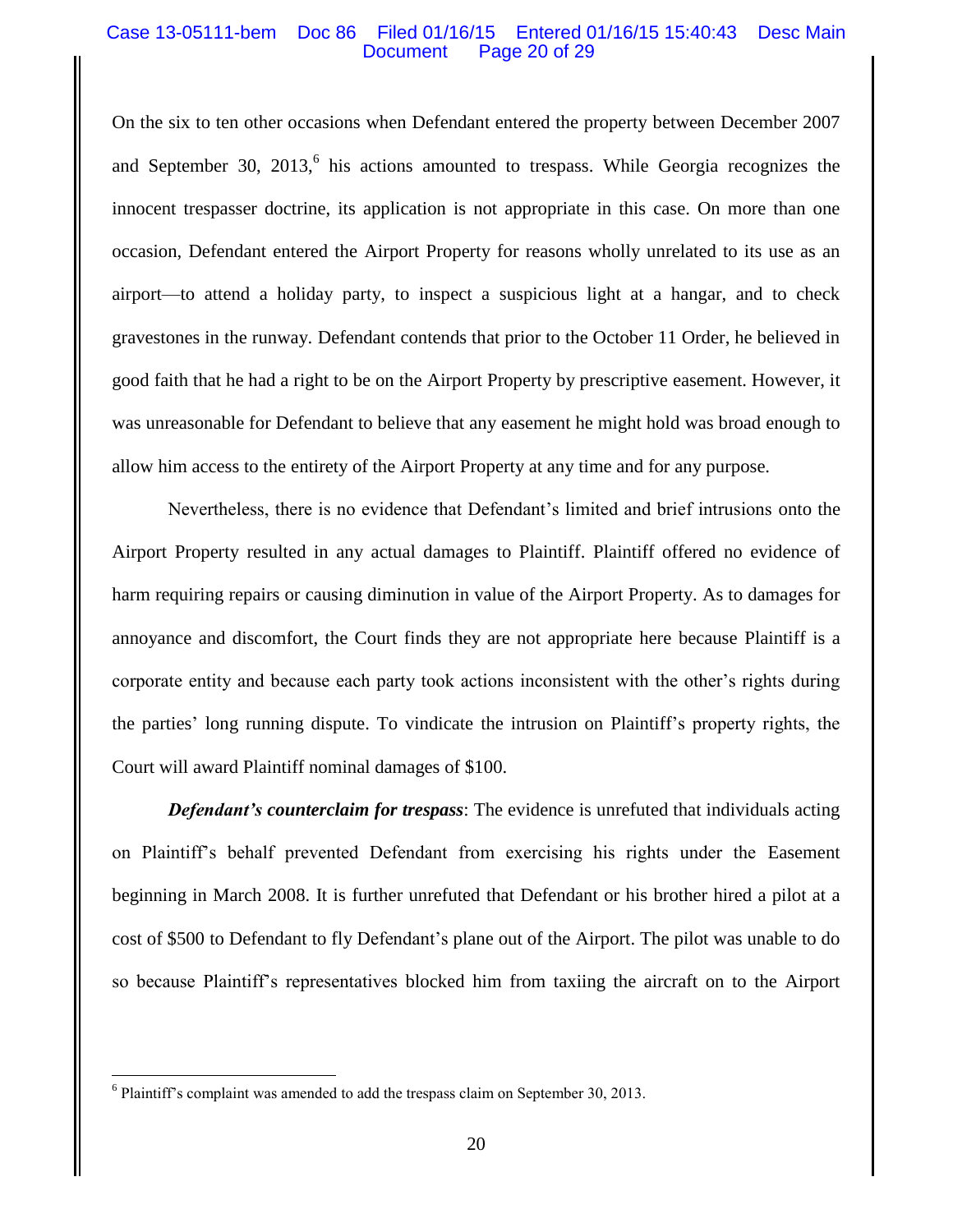On the six to ten other occasions when Defendant entered the property between December 2007 and September 30, 2013,[6] his actions amounted to trespass. While Georgia recognizes the innocent trespasser doctrine, its application is not appropriate in this case. On more than one occasion, Defendant entered the Airport Property for reasons wholly unrelated to its use as an airport—to attend a holiday party, to inspect a suspicious light at a hangar, and to check gravestones in the runway. Defendant contends that prior to the October 11 Order, he believed in good faith that he had a right to be on the Airport Property by prescriptive easement. However, it was unreasonable for Defendant to believe that any easement he might hold was broad enough to allow him access to the entirety of the Airport Property at any time and for any purpose.

Nevertheless, there is no evidence that Defendant's limited and brief intrusions onto the Airport Property resulted in any actual damages to Plaintiff. Plaintiff offered no evidence of harm requiring repairs or causing diminution in value of the Airport Property. As to damages for annoyance and discomfort, the Court finds they are not appropriate here because Plaintiff is a corporate entity and because each party took actions inconsistent with the other's rights during the parties' long running dispute. To vindicate the intrusion on Plaintiff's property rights, the Court will award Plaintiff nominal damages of $100.

***Defendant's counterclaim for trespass***: The evidence is unrefuted that individuals acting on Plaintiff's behalf prevented Defendant from exercising his rights under the Easement beginning in March 2008. It is further unrefuted that Defendant or his brother hired a pilot at a cost of $500 to Defendant to fly Defendant's plane out of the Airport. The pilot was unable to do so because Plaintiff's representatives blocked him from taxiing the aircraft on to the Airport

[6] Plaintiff's complaint was amended to add the trespass claim on September 30, 2013.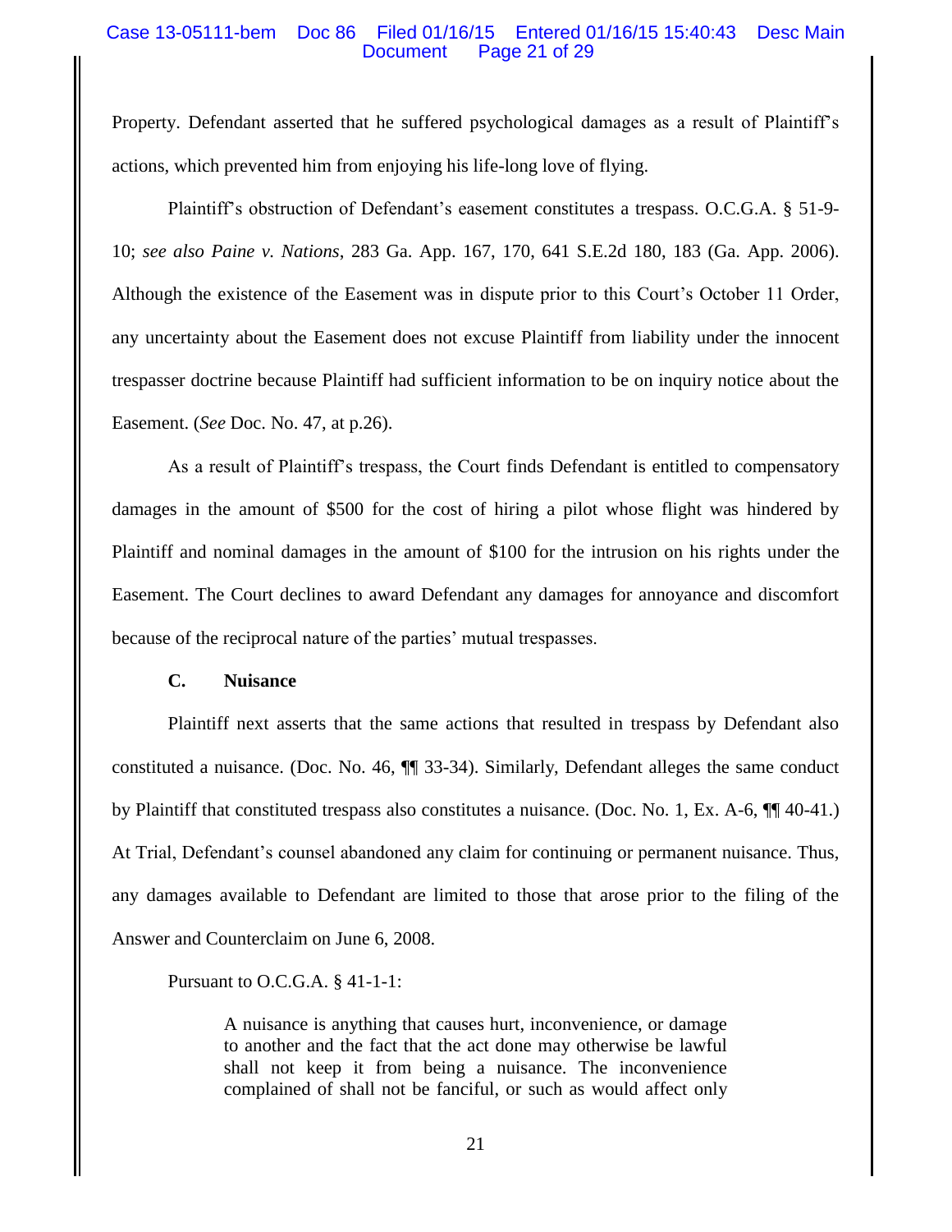Property. Defendant asserted that he suffered psychological damages as a result of Plaintiff's actions, which prevented him from enjoying his life-long love of flying.

Plaintiff's obstruction of Defendant's easement constitutes a trespass. O.C.G.A. § 51-9-10; *see also Paine v. Nations*, 283 Ga. App. 167, 170, 641 S.E.2d 180, 183 (Ga. App. 2006). Although the existence of the Easement was in dispute prior to this Court's October 11 Order, any uncertainty about the Easement does not excuse Plaintiff from liability under the innocent trespasser doctrine because Plaintiff had sufficient information to be on inquiry notice about the Easement. (*See* Doc. No. 47, at p.26).

As a result of Plaintiff's trespass, the Court finds Defendant is entitled to compensatory damages in the amount of $500 for the cost of hiring a pilot whose flight was hindered by Plaintiff and nominal damages in the amount of $100 for the intrusion on his rights under the Easement. The Court declines to award Defendant any damages for annoyance and discomfort because of the reciprocal nature of the parties' mutual trespasses.

### C. Nuisance

Plaintiff next asserts that the same actions that resulted in trespass by Defendant also constituted a nuisance. (Doc. No. 46, ¶¶ 33-34). Similarly, Defendant alleges the same conduct by Plaintiff that constituted trespass also constitutes a nuisance. (Doc. No. 1, Ex. A-6, ¶¶ 40-41.) At Trial, Defendant's counsel abandoned any claim for continuing or permanent nuisance. Thus, any damages available to Defendant are limited to those that arose prior to the filing of the Answer and Counterclaim on June 6, 2008.

Pursuant to O.C.G.A. § 41-1-1:

> A nuisance is anything that causes hurt, inconvenience, or damage to another and the fact that the act done may otherwise be lawful shall not keep it from being a nuisance. The inconvenience complained of shall not be fanciful, or such as would affect only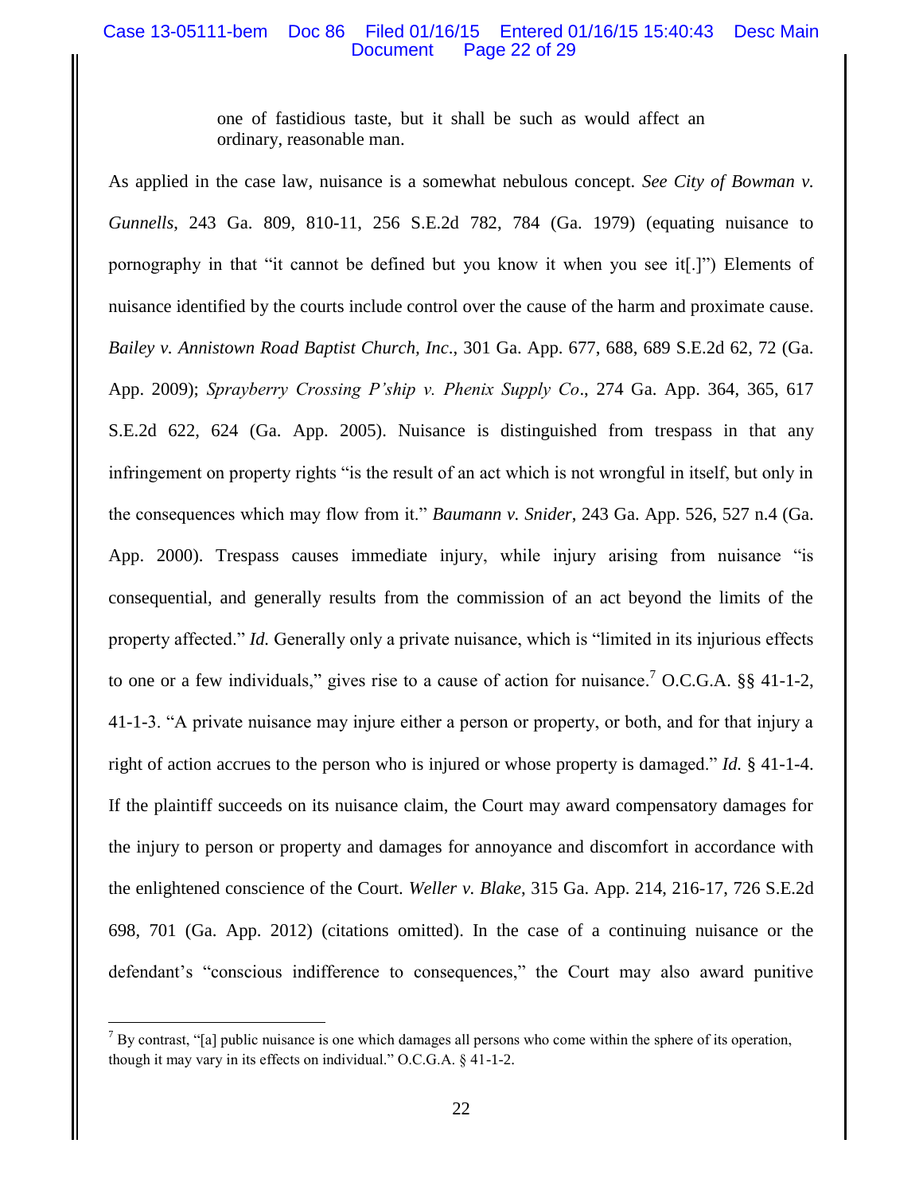> one of fastidious taste, but it shall be such as would affect an ordinary, reasonable man.

As applied in the case law, nuisance is a somewhat nebulous concept. *See City of Bowman v. Gunnells*, 243 Ga. 809, 810-11, 256 S.E.2d 782, 784 (Ga. 1979) (equating nuisance to pornography in that "it cannot be defined but you know it when you see it[.]") Elements of nuisance identified by the courts include control over the cause of the harm and proximate cause. *Bailey v. Annistown Road Baptist Church, Inc*., 301 Ga. App. 677, 688, 689 S.E.2d 62, 72 (Ga. App. 2009); *Sprayberry Crossing P'ship v. Phenix Supply Co*., 274 Ga. App. 364, 365, 617 S.E.2d 622, 624 (Ga. App. 2005). Nuisance is distinguished from trespass in that any infringement on property rights "is the result of an act which is not wrongful in itself, but only in the consequences which may flow from it." *Baumann v. Snider*, 243 Ga. App. 526, 527 n.4 (Ga. App. 2000). Trespass causes immediate injury, while injury arising from nuisance "is consequential, and generally results from the commission of an act beyond the limits of the property affected." *Id.* Generally only a private nuisance, which is "limited in its injurious effects to one or a few individuals," gives rise to a cause of action for nuisance.[7] O.C.G.A. §§ 41-1-2, 41-1-3. "A private nuisance may injure either a person or property, or both, and for that injury a right of action accrues to the person who is injured or whose property is damaged." *Id.* § 41-1-4. If the plaintiff succeeds on its nuisance claim, the Court may award compensatory damages for the injury to person or property and damages for annoyance and discomfort in accordance with the enlightened conscience of the Court. *Weller v. Blake*, 315 Ga. App. 214, 216-17, 726 S.E.2d 698, 701 (Ga. App. 2012) (citations omitted). In the case of a continuing nuisance or the defendant's "conscious indifference to consequences," the Court may also award punitive

[7] By contrast, "[a] public nuisance is one which damages all persons who come within the sphere of its operation, though it may vary in its effects on individual." O.C.G.A. § 41-1-2.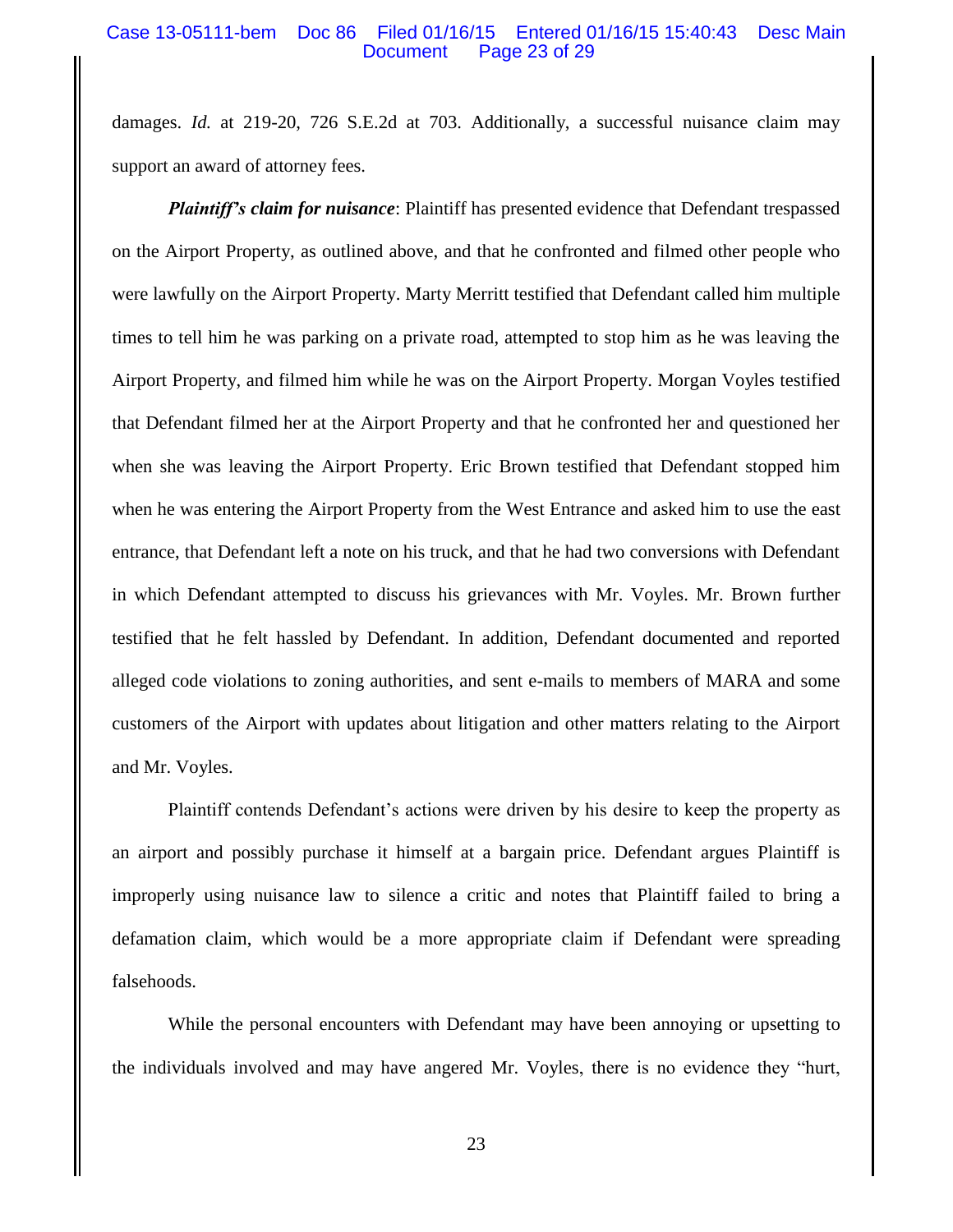damages. *Id.* at 219-20, 726 S.E.2d at 703. Additionally, a successful nuisance claim may support an award of attorney fees.

***Plaintiff's claim for nuisance***: Plaintiff has presented evidence that Defendant trespassed on the Airport Property, as outlined above, and that he confronted and filmed other people who were lawfully on the Airport Property. Marty Merritt testified that Defendant called him multiple times to tell him he was parking on a private road, attempted to stop him as he was leaving the Airport Property, and filmed him while he was on the Airport Property. Morgan Voyles testified that Defendant filmed her at the Airport Property and that he confronted her and questioned her when she was leaving the Airport Property. Eric Brown testified that Defendant stopped him when he was entering the Airport Property from the West Entrance and asked him to use the east entrance, that Defendant left a note on his truck, and that he had two conversions with Defendant in which Defendant attempted to discuss his grievances with Mr. Voyles. Mr. Brown further testified that he felt hassled by Defendant. In addition, Defendant documented and reported alleged code violations to zoning authorities, and sent e-mails to members of MARA and some customers of the Airport with updates about litigation and other matters relating to the Airport and Mr. Voyles.

Plaintiff contends Defendant's actions were driven by his desire to keep the property as an airport and possibly purchase it himself at a bargain price. Defendant argues Plaintiff is improperly using nuisance law to silence a critic and notes that Plaintiff failed to bring a defamation claim, which would be a more appropriate claim if Defendant were spreading falsehoods.

While the personal encounters with Defendant may have been annoying or upsetting to the individuals involved and may have angered Mr. Voyles, there is no evidence they "hurt,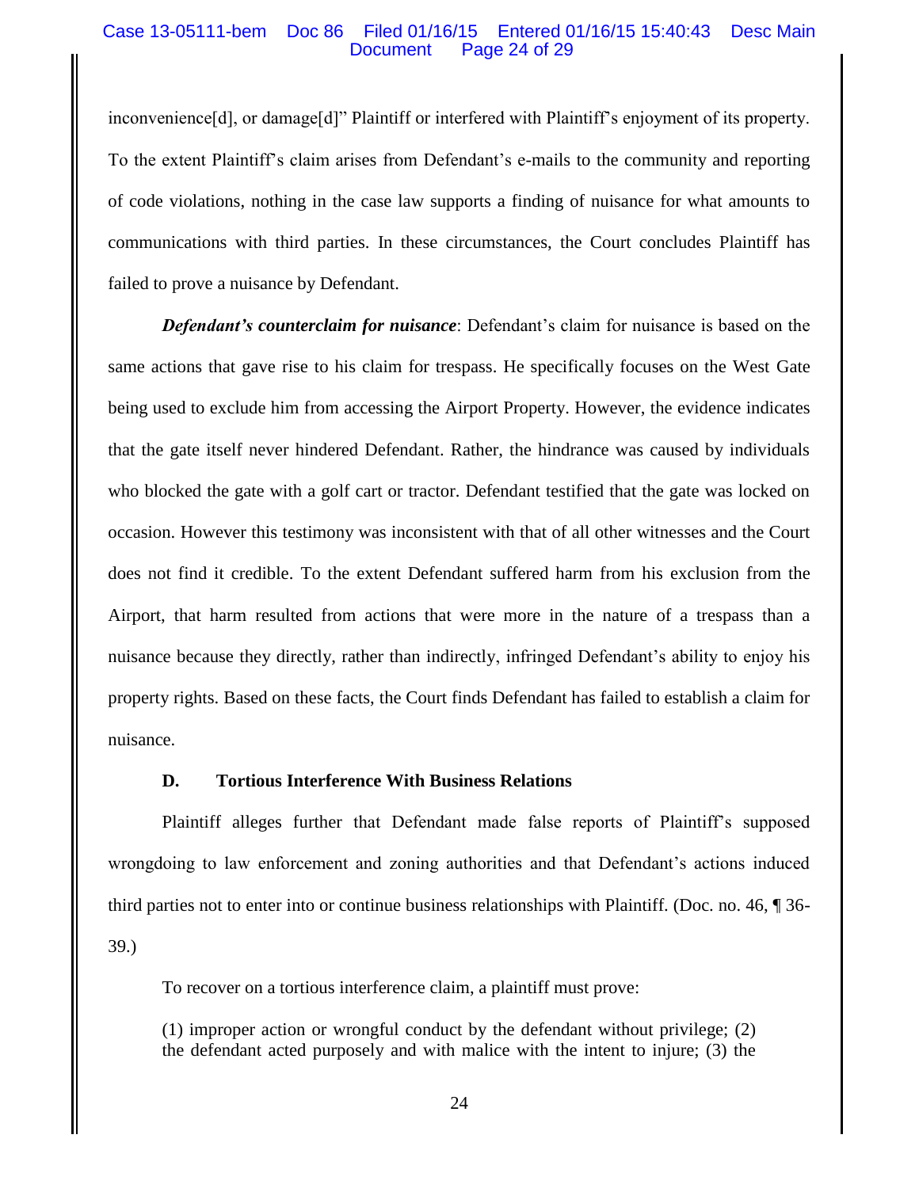inconvenience[d], or damage[d]" Plaintiff or interfered with Plaintiff's enjoyment of its property. To the extent Plaintiff's claim arises from Defendant's e-mails to the community and reporting of code violations, nothing in the case law supports a finding of nuisance for what amounts to communications with third parties. In these circumstances, the Court concludes Plaintiff has failed to prove a nuisance by Defendant.

***Defendant's counterclaim for nuisance***: Defendant's claim for nuisance is based on the same actions that gave rise to his claim for trespass. He specifically focuses on the West Gate being used to exclude him from accessing the Airport Property. However, the evidence indicates that the gate itself never hindered Defendant. Rather, the hindrance was caused by individuals who blocked the gate with a golf cart or tractor. Defendant testified that the gate was locked on occasion. However this testimony was inconsistent with that of all other witnesses and the Court does not find it credible. To the extent Defendant suffered harm from his exclusion from the Airport, that harm resulted from actions that were more in the nature of a trespass than a nuisance because they directly, rather than indirectly, infringed Defendant's ability to enjoy his property rights. Based on these facts, the Court finds Defendant has failed to establish a claim for nuisance.

### D. Tortious Interference With Business Relations

Plaintiff alleges further that Defendant made false reports of Plaintiff's supposed wrongdoing to law enforcement and zoning authorities and that Defendant's actions induced third parties not to enter into or continue business relationships with Plaintiff. (Doc. no. 46, ¶ 36-39.)

To recover on a tortious interference claim, a plaintiff must prove:

> (1) improper action or wrongful conduct by the defendant without privilege; (2) the defendant acted purposely and with malice with the intent to injure; (3) the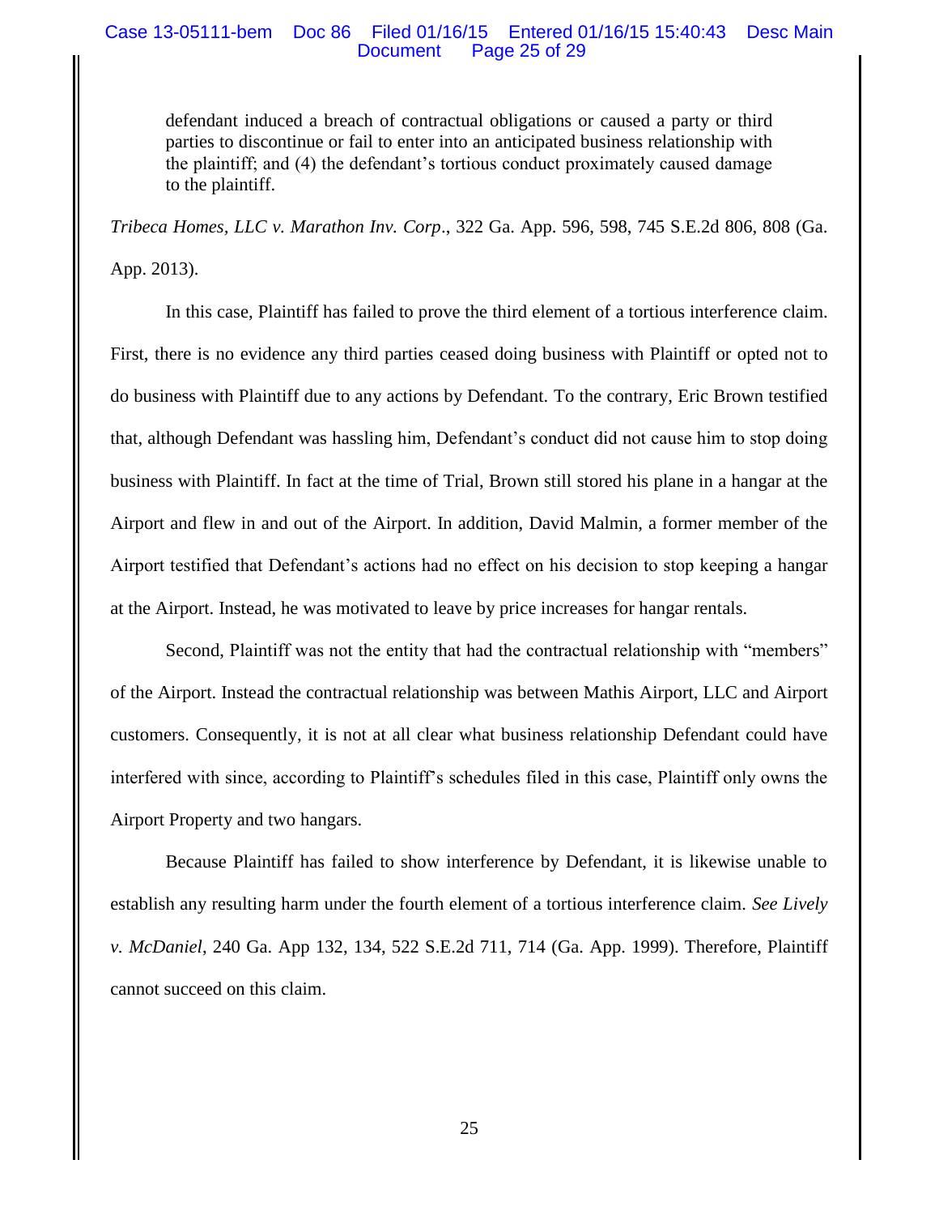> defendant induced a breach of contractual obligations or caused a party or third parties to discontinue or fail to enter into an anticipated business relationship with the plaintiff; and (4) the defendant's tortious conduct proximately caused damage to the plaintiff.

*Tribeca Homes, LLC v. Marathon Inv. Corp*., 322 Ga. App. 596, 598, 745 S.E.2d 806, 808 (Ga. App. 2013).

In this case, Plaintiff has failed to prove the third element of a tortious interference claim. First, there is no evidence any third parties ceased doing business with Plaintiff or opted not to do business with Plaintiff due to any actions by Defendant. To the contrary, Eric Brown testified that, although Defendant was hassling him, Defendant's conduct did not cause him to stop doing business with Plaintiff. In fact at the time of Trial, Brown still stored his plane in a hangar at the Airport and flew in and out of the Airport. In addition, David Malmin, a former member of the Airport testified that Defendant's actions had no effect on his decision to stop keeping a hangar at the Airport. Instead, he was motivated to leave by price increases for hangar rentals.

Second, Plaintiff was not the entity that had the contractual relationship with "members" of the Airport. Instead the contractual relationship was between Mathis Airport, LLC and Airport customers. Consequently, it is not at all clear what business relationship Defendant could have interfered with since, according to Plaintiff's schedules filed in this case, Plaintiff only owns the Airport Property and two hangars.

Because Plaintiff has failed to show interference by Defendant, it is likewise unable to establish any resulting harm under the fourth element of a tortious interference claim. *See Lively v. McDaniel*, 240 Ga. App 132, 134, 522 S.E.2d 711, 714 (Ga. App. 1999). Therefore, Plaintiff cannot succeed on this claim.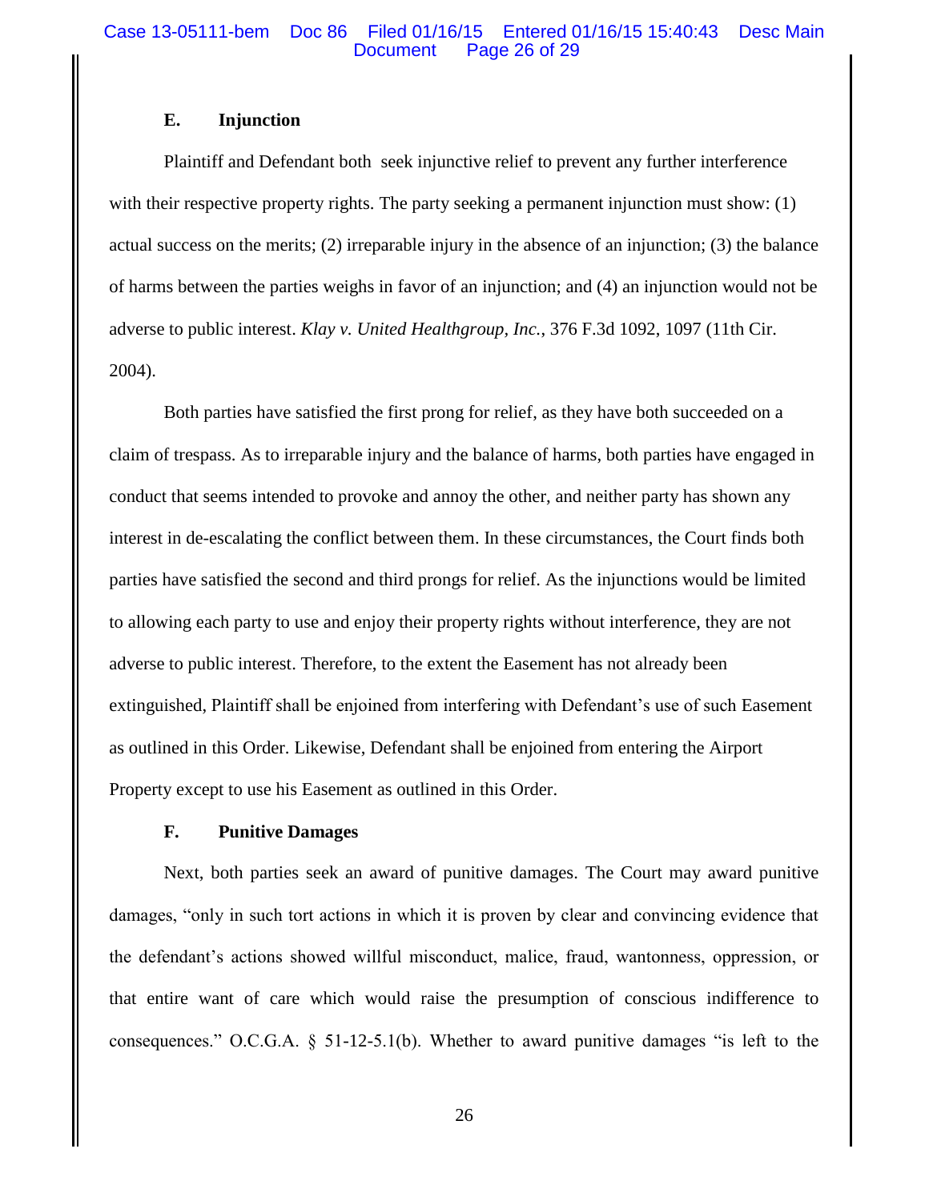### E. Injunction

Plaintiff and Defendant both seek injunctive relief to prevent any further interference with their respective property rights. The party seeking a permanent injunction must show: (1) actual success on the merits; (2) irreparable injury in the absence of an injunction; (3) the balance of harms between the parties weighs in favor of an injunction; and (4) an injunction would not be adverse to public interest. *Klay v. United Healthgroup, Inc.*, 376 F.3d 1092, 1097 (11th Cir. 2004).

Both parties have satisfied the first prong for relief, as they have both succeeded on a claim of trespass. As to irreparable injury and the balance of harms, both parties have engaged in conduct that seems intended to provoke and annoy the other, and neither party has shown any interest in de-escalating the conflict between them. In these circumstances, the Court finds both parties have satisfied the second and third prongs for relief. As the injunctions would be limited to allowing each party to use and enjoy their property rights without interference, they are not adverse to public interest. Therefore, to the extent the Easement has not already been extinguished, Plaintiff shall be enjoined from interfering with Defendant's use of such Easement as outlined in this Order. Likewise, Defendant shall be enjoined from entering the Airport Property except to use his Easement as outlined in this Order.

### F. Punitive Damages

Next, both parties seek an award of punitive damages. The Court may award punitive damages, "only in such tort actions in which it is proven by clear and convincing evidence that the defendant's actions showed willful misconduct, malice, fraud, wantonness, oppression, or that entire want of care which would raise the presumption of conscious indifference to consequences." O.C.G.A. § 51-12-5.1(b). Whether to award punitive damages "is left to the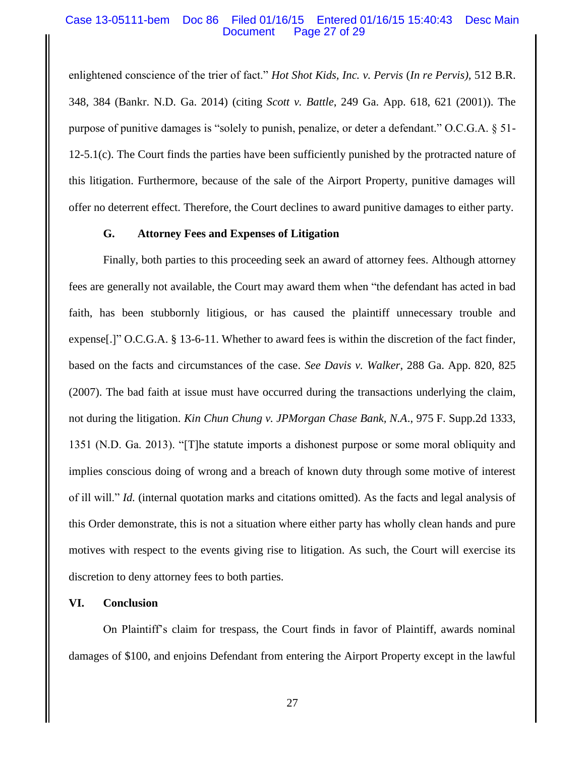enlightened conscience of the trier of fact." *Hot Shot Kids, Inc. v. Pervis* (*In re Pervis)*, 512 B.R. 348, 384 (Bankr. N.D. Ga. 2014) (citing *Scott v. Battle*, 249 Ga. App. 618, 621 (2001)). The purpose of punitive damages is "solely to punish, penalize, or deter a defendant." O.C.G.A. § 51-12-5.1(c). The Court finds the parties have been sufficiently punished by the protracted nature of this litigation. Furthermore, because of the sale of the Airport Property, punitive damages will offer no deterrent effect. Therefore, the Court declines to award punitive damages to either party.

### G. Attorney Fees and Expenses of Litigation

Finally, both parties to this proceeding seek an award of attorney fees. Although attorney fees are generally not available, the Court may award them when "the defendant has acted in bad faith, has been stubbornly litigious, or has caused the plaintiff unnecessary trouble and expense[.]" O.C.G.A. § 13-6-11. Whether to award fees is within the discretion of the fact finder, based on the facts and circumstances of the case. *See Davis v. Walker*, 288 Ga. App. 820, 825 (2007). The bad faith at issue must have occurred during the transactions underlying the claim, not during the litigation. *Kin Chun Chung v. JPMorgan Chase Bank, N.A*., 975 F. Supp.2d 1333, 1351 (N.D. Ga. 2013). "[T]he statute imports a dishonest purpose or some moral obliquity and implies conscious doing of wrong and a breach of known duty through some motive of interest of ill will." *Id.* (internal quotation marks and citations omitted). As the facts and legal analysis of this Order demonstrate, this is not a situation where either party has wholly clean hands and pure motives with respect to the events giving rise to litigation. As such, the Court will exercise its discretion to deny attorney fees to both parties.

## VI. Conclusion

On Plaintiff's claim for trespass, the Court finds in favor of Plaintiff, awards nominal damages of $100, and enjoins Defendant from entering the Airport Property except in the lawful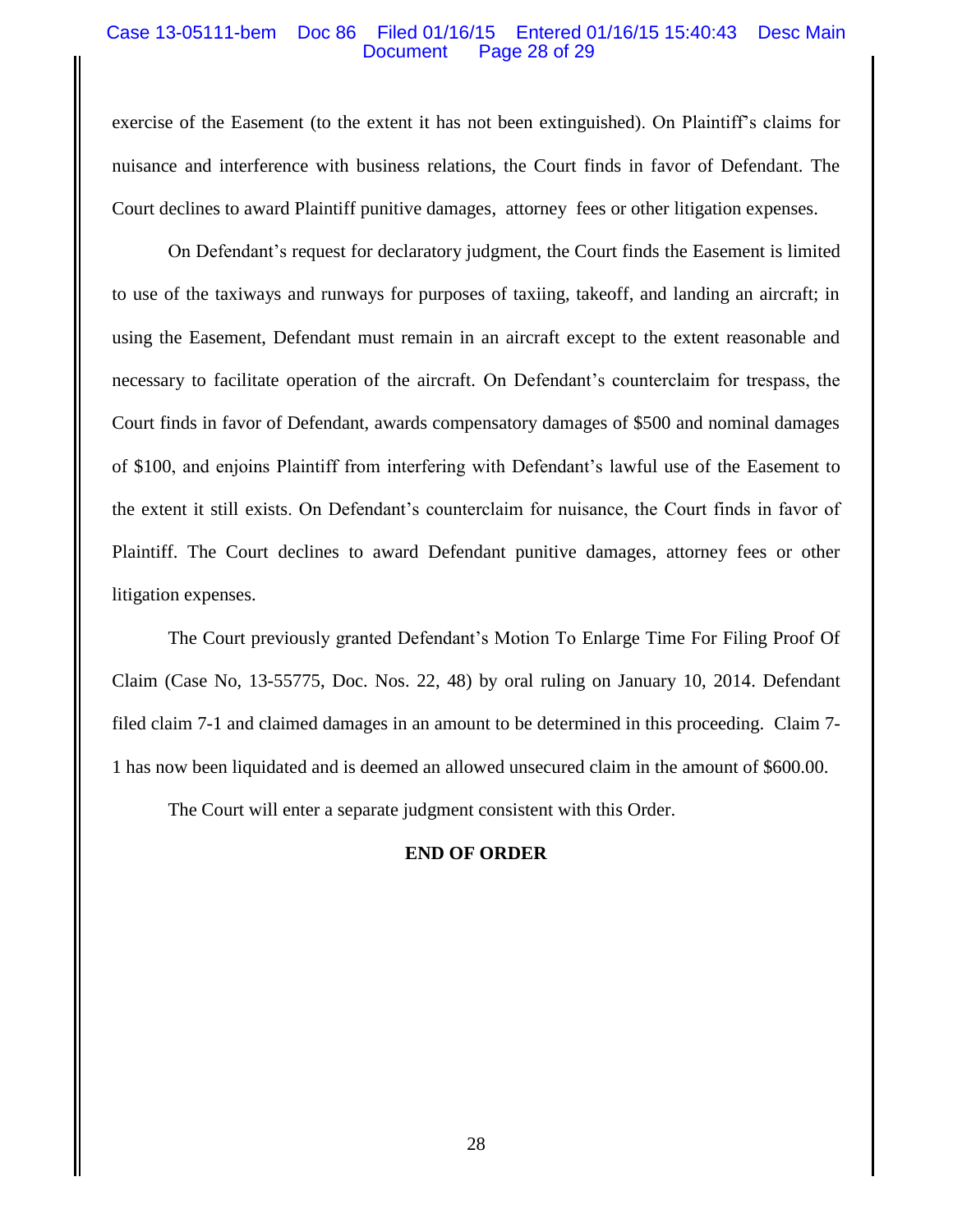exercise of the Easement (to the extent it has not been extinguished). On Plaintiff's claims for nuisance and interference with business relations, the Court finds in favor of Defendant. The Court declines to award Plaintiff punitive damages, attorney fees or other litigation expenses.

On Defendant's request for declaratory judgment, the Court finds the Easement is limited to use of the taxiways and runways for purposes of taxiing, takeoff, and landing an aircraft; in using the Easement, Defendant must remain in an aircraft except to the extent reasonable and necessary to facilitate operation of the aircraft. On Defendant's counterclaim for trespass, the Court finds in favor of Defendant, awards compensatory damages of $500 and nominal damages of $100, and enjoins Plaintiff from interfering with Defendant's lawful use of the Easement to the extent it still exists. On Defendant's counterclaim for nuisance, the Court finds in favor of Plaintiff. The Court declines to award Defendant punitive damages, attorney fees or other litigation expenses.

The Court previously granted Defendant's Motion To Enlarge Time For Filing Proof Of Claim (Case No, 13-55775, Doc. Nos. 22, 48) by oral ruling on January 10, 2014. Defendant filed claim 7-1 and claimed damages in an amount to be determined in this proceeding. Claim 7-1 has now been liquidated and is deemed an allowed unsecured claim in the amount of $600.00.

The Court will enter a separate judgment consistent with this Order.

**END OF ORDER**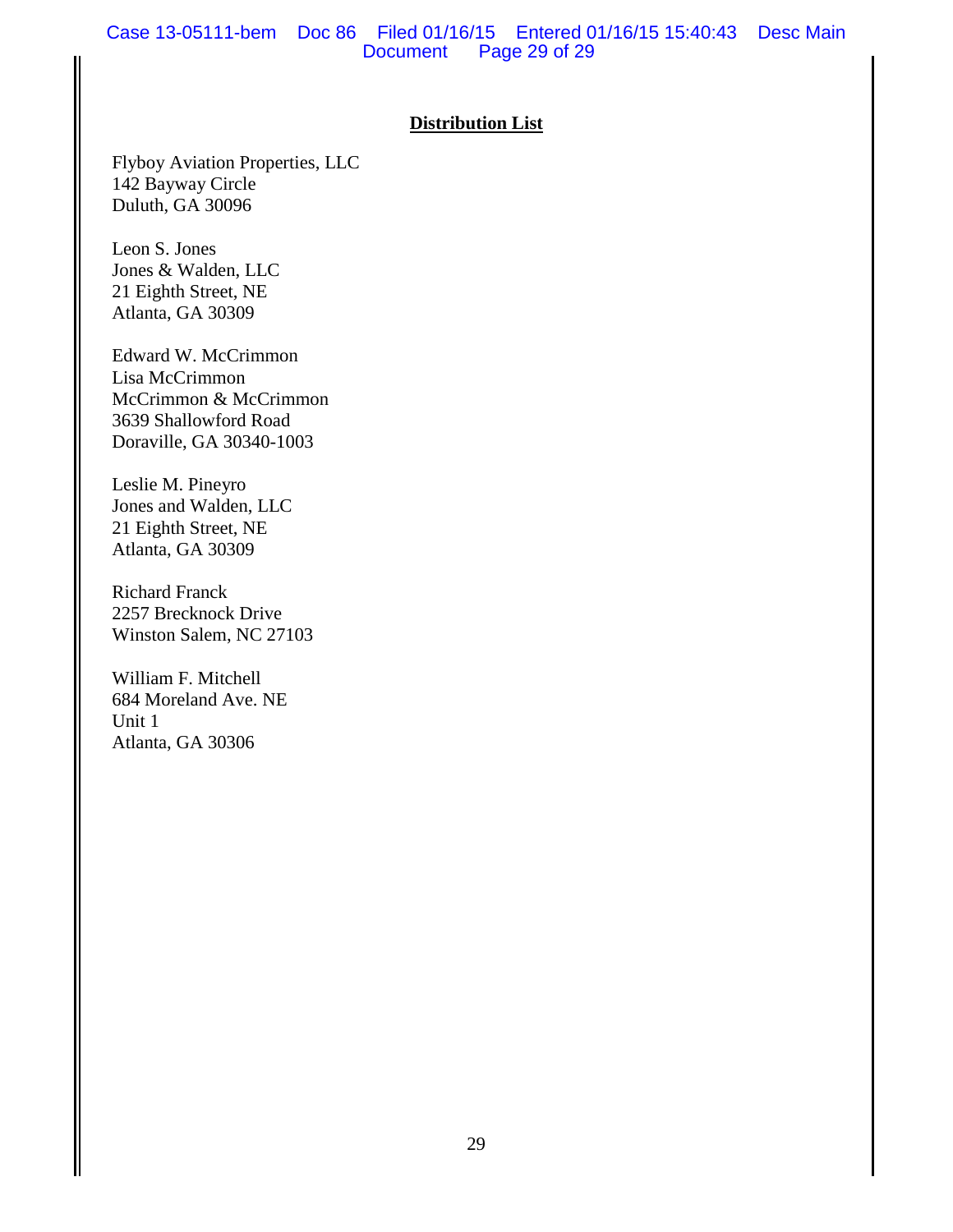**Distribution List**

Flyboy Aviation Properties, LLC
142 Bayway Circle
Duluth, GA 30096

Leon S. Jones
Jones & Walden, LLC
21 Eighth Street, NE
Atlanta, GA 30309

Edward W. McCrimmon
Lisa McCrimmon
McCrimmon & McCrimmon
3639 Shallowford Road
Doraville, GA 30340-1003

Leslie M. Pineyro
Jones and Walden, LLC
21 Eighth Street, NE
Atlanta, GA 30309

Richard Franck
2257 Brecknock Drive
Winston Salem, NC 27103

William F. Mitchell
684 Moreland Ave. NE
Unit 1
Atlanta, GA 30306